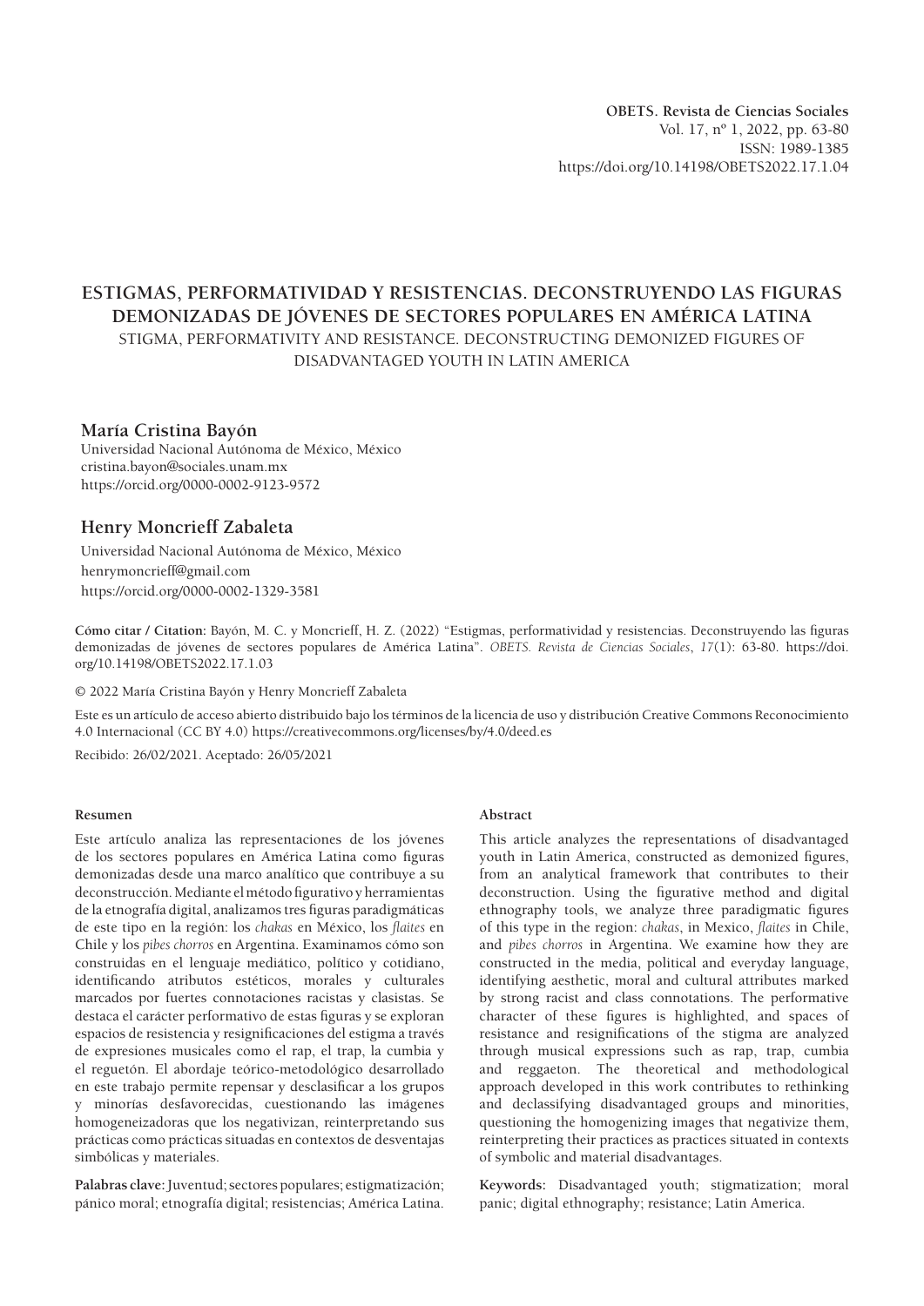OBETS. Revista de Ciencias Sociales
Vol. 17, nº 1, 2022, pp. 63-80
ISSN: 1989-1385
https://doi.org/10.14198/OBETS2022.17.1.04

# ESTIGMAS, PERFORMATIVIDAD Y RESISTENCIAS. DECONSTRUYENDO LAS FIGURAS DEMONIZADAS DE JÓVENES DE SECTORES POPULARES EN AMÉRICA LATINA

STIGMA, PERFORMATIVITY AND RESISTANCE. DECONSTRUCTING DEMONIZED FIGURES OF DISADVANTAGED YOUTH IN LATIN AMERICA

## María Cristina Bayón

Universidad Nacional Autónoma de México, México
cristina.bayon@sociales.unam.mx
https://orcid.org/0000-0002-9123-9572

## Henry Moncrieff Zabaleta

Universidad Nacional Autónoma de México, México
henrymoncrieff@gmail.com
https://orcid.org/0000-0002-1329-3581

**Cómo citar / Citation:** Bayón, M. C. y Moncrieff, H. Z. (2022) "Estigmas, performatividad y resistencias. Deconstruyendo las figuras demonizadas de jóvenes de sectores populares de América Latina". *OBETS. Revista de Ciencias Sociales*, *17*(1): 63-80. https://doi.org/10.14198/OBETS2022.17.1.03

© 2022 María Cristina Bayón y Henry Moncrieff Zabaleta

Este es un artículo de acceso abierto distribuido bajo los términos de la licencia de uso y distribución Creative Commons Reconocimiento 4.0 Internacional (CC BY 4.0) https://creativecommons.org/licenses/by/4.0/deed.es

Recibido: 26/02/2021. Aceptado: 26/05/2021

### Resumen

Este artículo analiza las representaciones de los jóvenes de los sectores populares en América Latina como figuras demonizadas desde una marco analítico que contribuye a su deconstrucción. Mediante el método figurativo y herramientas de la etnografía digital, analizamos tres figuras paradigmáticas de este tipo en la región: los *chakas* en México, los *flaites* en Chile y los *pibes chorros* en Argentina. Examinamos cómo son construidas en el lenguaje mediático, político y cotidiano, identificando atributos estéticos, morales y culturales marcados por fuertes connotaciones racistas y clasistas. Se destaca el carácter performativo de estas figuras y se exploran espacios de resistencia y resignificaciones del estigma a través de expresiones musicales como el rap, el trap, la cumbia y el reguetón. El abordaje teórico-metodológico desarrollado en este trabajo permite repensar y desclasificar a los grupos y minorías desfavorecidas, cuestionando las imágenes homogeneizadoras que los negativizan, reinterpretando sus prácticas como prácticas situadas en contextos de desventajas simbólicas y materiales.

**Palabras clave:** Juventud; sectores populares; estigmatización; pánico moral; etnografía digital; resistencias; América Latina.

### Abstract

This article analyzes the representations of disadvantaged youth in Latin America, constructed as demonized figures, from an analytical framework that contributes to their deconstruction. Using the figurative method and digital ethnography tools, we analyze three paradigmatic figures of this type in the region: *chakas*, in Mexico, *flaites* in Chile, and *pibes chorros* in Argentina. We examine how they are constructed in the media, political and everyday language, identifying aesthetic, moral and cultural attributes marked by strong racist and class connotations. The performative character of these figures is highlighted, and spaces of resistance and resignifications of the stigma are analyzed through musical expressions such as rap, trap, cumbia and reggaeton. The theoretical and methodological approach developed in this work contributes to rethinking and declassifying disadvantaged groups and minorities, questioning the homogenizing images that negativize them, reinterpreting their practices as practices situated in contexts of symbolic and material disadvantages.

**Keywords:** Disadvantaged youth; stigmatization; moral panic; digital ethnography; resistance; Latin America.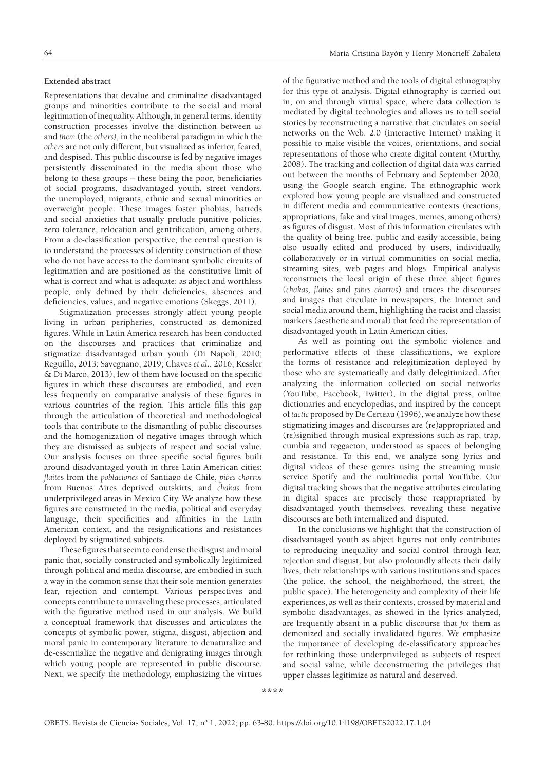**Extended abstract**

Representations that devalue and criminalize disadvantaged groups and minorities contribute to the social and moral legitimation of inequality. Although, in general terms, identity construction processes involve the distinction between *us* and *them* (the *others*), in the neoliberal paradigm in which the *others* are not only different, but visualized as inferior, feared, and despised. This public discourse is fed by negative images persistently disseminated in the media about those who belong to these groups – these being the poor, beneficiaries of social programs, disadvantaged youth, street vendors, the unemployed, migrants, ethnic and sexual minorities or overweight people. These images foster phobias, hatreds and social anxieties that usually prelude punitive policies, zero tolerance, relocation and gentrification, among others. From a de-classification perspective, the central question is to understand the processes of identity construction of those who do not have access to the dominant symbolic circuits of legitimation and are positioned as the constitutive limit of what is correct and what is adequate: as abject and worthless people, only defined by their deficiencies, absences and deficiencies, values, and negative emotions (Skeggs, 2011).

Stigmatization processes strongly affect young people living in urban peripheries, constructed as demonized figures. While in Latin America research has been conducted on the discourses and practices that criminalize and stigmatize disadvantaged urban youth (Di Napoli, 2010; Reguillo, 2013; Savegnano, 2019; Chaves *et al*., 2016; Kessler & Di Marco, 2013), few of them have focused on the specific figures in which these discourses are embodied, and even less frequently on comparative analysis of these figures in various countries of the region. This article fills this gap through the articulation of theoretical and methodological tools that contribute to the dismantling of public discourses and the homogenization of negative images through which they are dismissed as subjects of respect and social value. Our analysis focuses on three specific social figures built around disadvantaged youth in three Latin American cities: *flaite*s from the *poblaciones* of Santiago de Chile, *pibes chorros* from Buenos Aires deprived outskirts, and *chakas* from underprivileged areas in Mexico City. We analyze how these figures are constructed in the media, political and everyday language, their specificities and affinities in the Latin American context, and the resignifications and resistances deployed by stigmatized subjects.

These figures that seem to condense the disgust and moral panic that, socially constructed and symbolically legitimized through political and media discourse, are embodied in such a way in the common sense that their sole mention generates fear, rejection and contempt. Various perspectives and concepts contribute to unraveling these processes, articulated with the figurative method used in our analysis. We build a conceptual framework that discusses and articulates the concepts of symbolic power, stigma, disgust, abjection and moral panic in contemporary literature to denaturalize and de-essentialize the negative and denigrating images through which young people are represented in public discourse. Next, we specify the methodology, emphasizing the virtues of the figurative method and the tools of digital ethnography for this type of analysis. Digital ethnography is carried out in, on and through virtual space, where data collection is mediated by digital technologies and allows us to tell social stories by reconstructing a narrative that circulates on social networks on the Web. 2.0 (interactive Internet) making it possible to make visible the voices, orientations, and social representations of those who create digital content (Murthy, 2008). The tracking and collection of digital data was carried out between the months of February and September 2020, using the Google search engine. The ethnographic work explored how young people are visualized and constructed in different media and communicative contexts (reactions, appropriations, fake and viral images, memes, among others) as figures of disgust. Most of this information circulates with the quality of being free, public and easily accessible, being also usually edited and produced by users, individually, collaboratively or in virtual communities on social media, streaming sites, web pages and blogs. Empirical analysis reconstructs the local origin of these three abject figures (*chakas, flaites* and *pibes chorros*) and traces the discourses and images that circulate in newspapers, the Internet and social media around them, highlighting the racist and classist markers (aesthetic and moral) that feed the representation of disadvantaged youth in Latin American cities.

As well as pointing out the symbolic violence and performative effects of these classifications, we explore the forms of resistance and relegitimization deployed by those who are systematically and daily delegitimized. After analyzing the information collected on social networks (YouTube, Facebook, Twitter), in the digital press, online dictionaries and encyclopedias, and inspired by the concept of *tactic* proposed by De Certeau (1996), we analyze how these stigmatizing images and discourses are (re)appropriated and (re)signified through musical expressions such as rap, trap, cumbia and reggaeton, understood as spaces of belonging and resistance. To this end, we analyze song lyrics and digital videos of these genres using the streaming music service Spotify and the multimedia portal YouTube. Our digital tracking shows that the negative attributes circulating in digital spaces are precisely those reappropriated by disadvantaged youth themselves, revealing these negative discourses are both internalized and disputed.

In the conclusions we highlight that the construction of disadvantaged youth as abject figures not only contributes to reproducing inequality and social control through fear, rejection and disgust, but also profoundly affects their daily lives, their relationships with various institutions and spaces (the police, the school, the neighborhood, the street, the public space). The heterogeneity and complexity of their life experiences, as well as their contexts, crossed by material and symbolic disadvantages, as showed in the lyrics analyzed, are frequently absent in a public discourse that *fix* them as demonized and socially invalidated figures. We emphasize the importance of developing de-classificatory approaches for rethinking those underprivileged as subjects of respect and social value, while deconstructing the privileges that upper classes legitimize as natural and deserved.

\*\*\*\*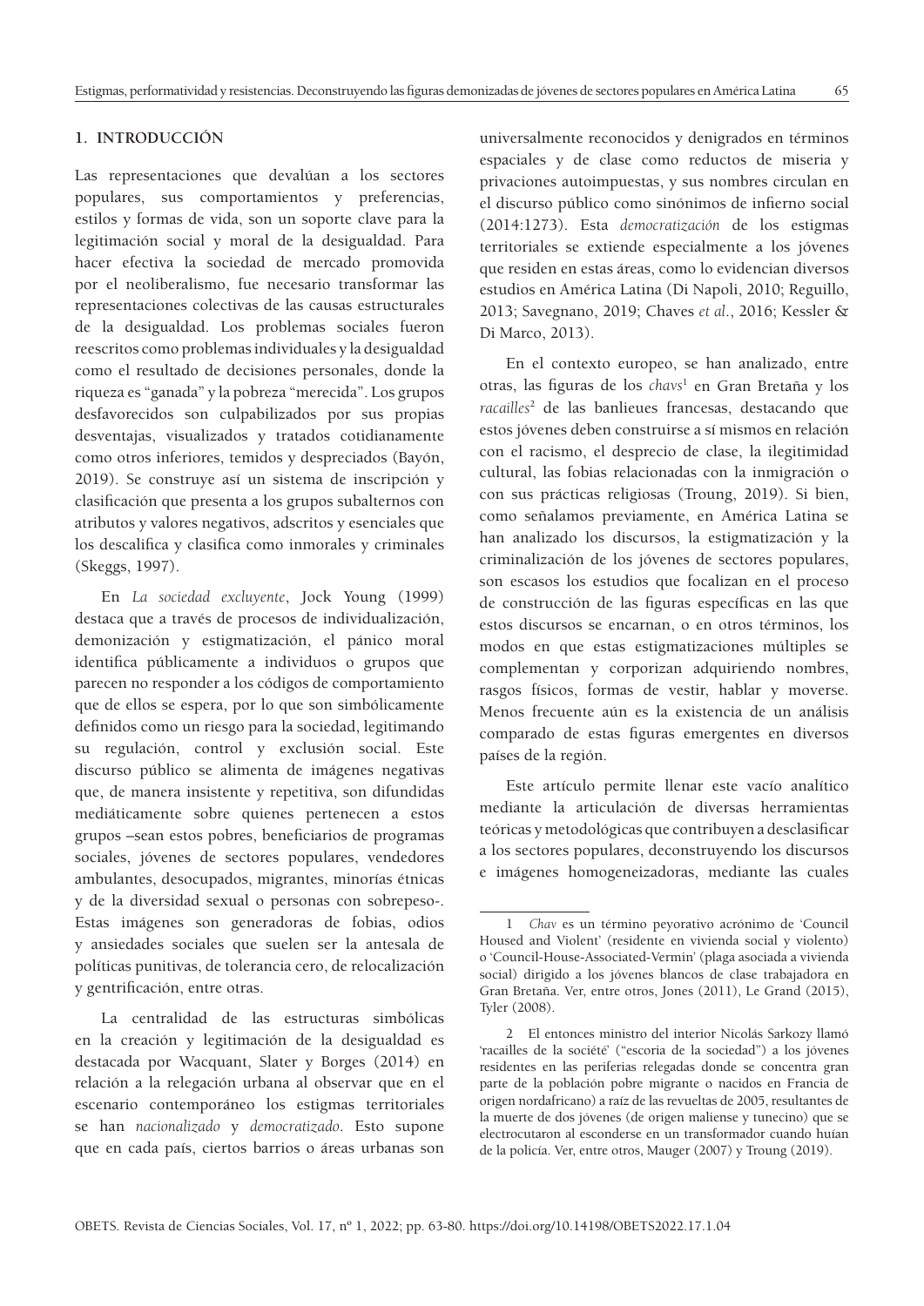## 1. INTRODUCCIÓN

Las representaciones que devalúan a los sectores populares, sus comportamientos y preferencias, estilos y formas de vida, son un soporte clave para la legitimación social y moral de la desigualdad. Para hacer efectiva la sociedad de mercado promovida por el neoliberalismo, fue necesario transformar las representaciones colectivas de las causas estructurales de la desigualdad. Los problemas sociales fueron reescritos como problemas individuales y la desigualdad como el resultado de decisiones personales, donde la riqueza es "ganada" y la pobreza "merecida". Los grupos desfavorecidos son culpabilizados por sus propias desventajas, visualizados y tratados cotidianamente como otros inferiores, temidos y despreciados (Bayón, 2019). Se construye así un sistema de inscripción y clasificación que presenta a los grupos subalternos con atributos y valores negativos, adscritos y esenciales que los descalifica y clasifica como inmorales y criminales (Skeggs, 1997).

En *La sociedad excluyente*, Jock Young (1999) destaca que a través de procesos de individualización, demonización y estigmatización, el pánico moral identifica públicamente a individuos o grupos que parecen no responder a los códigos de comportamiento que de ellos se espera, por lo que son simbólicamente definidos como un riesgo para la sociedad, legitimando su regulación, control y exclusión social. Este discurso público se alimenta de imágenes negativas que, de manera insistente y repetitiva, son difundidas mediáticamente sobre quienes pertenecen a estos grupos –sean estos pobres, beneficiarios de programas sociales, jóvenes de sectores populares, vendedores ambulantes, desocupados, migrantes, minorías étnicas y de la diversidad sexual o personas con sobrepeso-. Estas imágenes son generadoras de fobias, odios y ansiedades sociales que suelen ser la antesala de políticas punitivas, de tolerancia cero, de relocalización y gentrificación, entre otras.

La centralidad de las estructuras simbólicas en la creación y legitimación de la desigualdad es destacada por Wacquant, Slater y Borges (2014) en relación a la relegación urbana al observar que en el escenario contemporáneo los estigmas territoriales se han *nacionalizado* y *democratizado*. Esto supone que en cada país, ciertos barrios o áreas urbanas son universalmente reconocidos y denigrados en términos espaciales y de clase como reductos de miseria y privaciones autoimpuestas, y sus nombres circulan en el discurso público como sinónimos de infierno social (2014:1273). Esta *democratización* de los estigmas territoriales se extiende especialmente a los jóvenes que residen en estas áreas, como lo evidencian diversos estudios en América Latina (Di Napoli, 2010; Reguillo, 2013; Savegnano, 2019; Chaves *et al*., 2016; Kessler & Di Marco, 2013).

En el contexto europeo, se han analizado, entre otras, las figuras de los *chavs*[1] en Gran Bretaña y los *racailles*[2] de las banlieues francesas, destacando que estos jóvenes deben construirse a sí mismos en relación con el racismo, el desprecio de clase, la ilegitimidad cultural, las fobias relacionadas con la inmigración o con sus prácticas religiosas (Troung, 2019). Si bien, como señalamos previamente, en América Latina se han analizado los discursos, la estigmatización y la criminalización de los jóvenes de sectores populares, son escasos los estudios que focalizan en el proceso de construcción de las figuras específicas en las que estos discursos se encarnan, o en otros términos, los modos en que estas estigmatizaciones múltiples se complementan y corporizan adquiriendo nombres, rasgos físicos, formas de vestir, hablar y moverse. Menos frecuente aún es la existencia de un análisis comparado de estas figuras emergentes en diversos países de la región.

Este artículo permite llenar este vacío analítico mediante la articulación de diversas herramientas teóricas y metodológicas que contribuyen a desclasificar a los sectores populares, deconstruyendo los discursos e imágenes homogeneizadoras, mediante las cuales

---

1 *Chav* es un término peyorativo acrónimo de 'Council Housed and Violent' (residente en vivienda social y violento) o 'Council-House-Associated-Vermin' (plaga asociada a vivienda social) dirigido a los jóvenes blancos de clase trabajadora en Gran Bretaña. Ver, entre otros, Jones (2011), Le Grand (2015), Tyler (2008).

2 El entonces ministro del interior Nicolás Sarkozy llamó 'racailles de la société' ("escoria de la sociedad") a los jóvenes residentes en las periferias relegadas donde se concentra gran parte de la población pobre migrante o nacidos en Francia de origen nordafricano) a raíz de las revueltas de 2005, resultantes de la muerte de dos jóvenes (de origen maliense y tunecino) que se electrocutaron al esconderse en un transformador cuando huían de la policía. Ver, entre otros, Mauger (2007) y Troung (2019).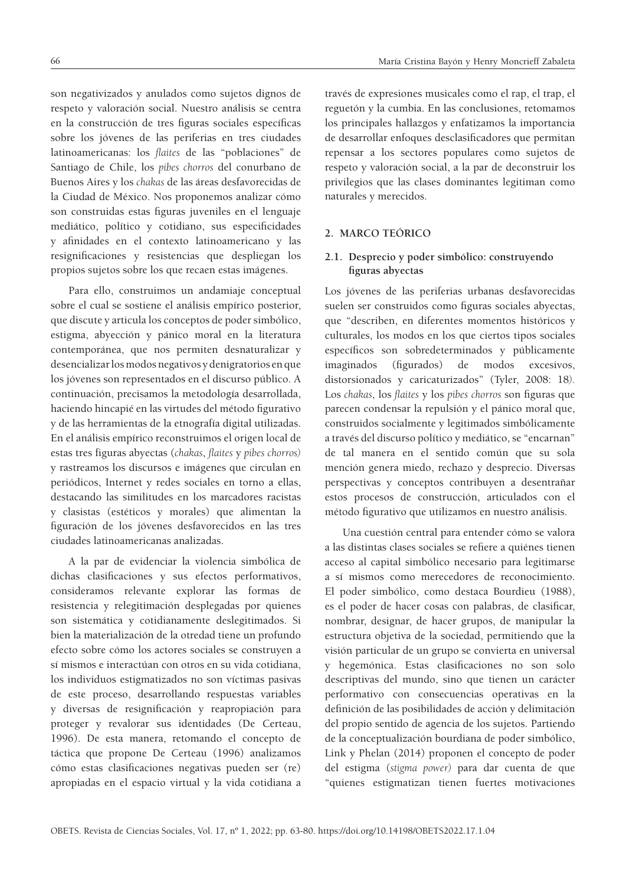son negativizados y anulados como sujetos dignos de respeto y valoración social. Nuestro análisis se centra en la construcción de tres figuras sociales específicas sobre los jóvenes de las periferias en tres ciudades latinoamericanas: los *flaites* de las "poblaciones" de Santiago de Chile, los *pibes chorros* del conurbano de Buenos Aires y los *chakas* de las áreas desfavorecidas de la Ciudad de México. Nos proponemos analizar cómo son construidas estas figuras juveniles en el lenguaje mediático, político y cotidiano, sus especificidades y afinidades en el contexto latinoamericano y las resignificaciones y resistencias que despliegan los propios sujetos sobre los que recaen estas imágenes.

Para ello, construimos un andamiaje conceptual sobre el cual se sostiene el análisis empírico posterior, que discute y articula los conceptos de poder simbólico, estigma, abyección y pánico moral en la literatura contemporánea, que nos permiten desnaturalizar y desencializar los modos negativos y denigratorios en que los jóvenes son representados en el discurso público. A continuación, precisamos la metodología desarrollada, haciendo hincapié en las virtudes del método figurativo y de las herramientas de la etnografía digital utilizadas. En el análisis empírico reconstruimos el origen local de estas tres figuras abyectas (*chakas*, *flaites* y *pibes chorros*) y rastreamos los discursos e imágenes que circulan en periódicos, Internet y redes sociales en torno a ellas, destacando las similitudes en los marcadores racistas y clasistas (estéticos y morales) que alimentan la figuración de los jóvenes desfavorecidos en las tres ciudades latinoamericanas analizadas.

A la par de evidenciar la violencia simbólica de dichas clasificaciones y sus efectos performativos, consideramos relevante explorar las formas de resistencia y relegitimación desplegadas por quienes son sistemática y cotidianamente deslegitimados. Si bien la materialización de la otredad tiene un profundo efecto sobre cómo los actores sociales se construyen a sí mismos e interactúan con otros en su vida cotidiana, los individuos estigmatizados no son víctimas pasivas de este proceso, desarrollando respuestas variables y diversas de resignificación y reapropiación para proteger y revalorar sus identidades (De Certeau, 1996). De esta manera, retomando el concepto de táctica que propone De Certeau (1996) analizamos cómo estas clasificaciones negativas pueden ser (re) apropiadas en el espacio virtual y la vida cotidiana a través de expresiones musicales como el rap, el trap, el reguetón y la cumbia. En las conclusiones, retomamos los principales hallazgos y enfatizamos la importancia de desarrollar enfoques desclasificadores que permitan repensar a los sectores populares como sujetos de respeto y valoración social, a la par de deconstruir los privilegios que las clases dominantes legitiman como naturales y merecidos.

## 2. MARCO TEÓRICO

### 2.1. Desprecio y poder simbólico: construyendo figuras abyectas

Los jóvenes de las periferias urbanas desfavorecidas suelen ser construidos como figuras sociales abyectas, que "describen, en diferentes momentos históricos y culturales, los modos en los que ciertos tipos sociales específicos son sobredeterminados y públicamente imaginados (figurados) de modos excesivos, distorsionados y caricaturizados" (Tyler, 2008: 18). Los *chakas*, los *flaites* y los *pibes chorros* son figuras que parecen condensar la repulsión y el pánico moral que, construidos socialmente y legitimados simbólicamente a través del discurso político y mediático, se "encarnan" de tal manera en el sentido común que su sola mención genera miedo, rechazo y desprecio. Diversas perspectivas y conceptos contribuyen a desentrañar estos procesos de construcción, articulados con el método figurativo que utilizamos en nuestro análisis.

Una cuestión central para entender cómo se valora a las distintas clases sociales se refiere a quiénes tienen acceso al capital simbólico necesario para legitimarse a sí mismos como merecedores de reconocimiento. El poder simbólico, como destaca Bourdieu (1988), es el poder de hacer cosas con palabras, de clasificar, nombrar, designar, de hacer grupos, de manipular la estructura objetiva de la sociedad, permitiendo que la visión particular de un grupo se convierta en universal y hegemónica. Estas clasificaciones no son solo descriptivas del mundo, sino que tienen un carácter performativo con consecuencias operativas en la definición de las posibilidades de acción y delimitación del propio sentido de agencia de los sujetos. Partiendo de la conceptualización bourdiana de poder simbólico, Link y Phelan (2014) proponen el concepto de poder del estigma (*stigma power*) para dar cuenta de que "quienes estigmatizan tienen fuertes motivaciones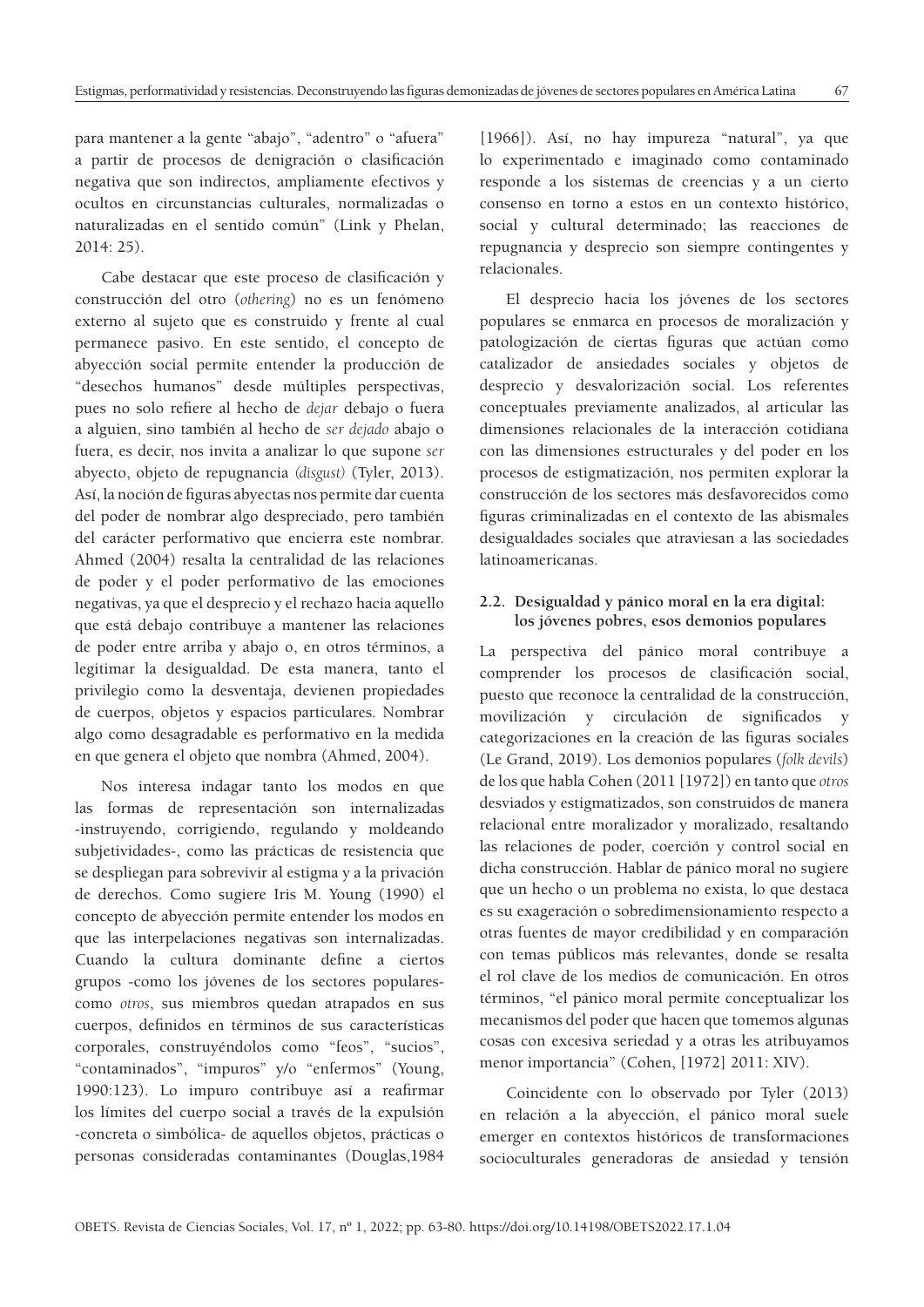para mantener a la gente "abajo", "adentro" o "afuera" a partir de procesos de denigración o clasificación negativa que son indirectos, ampliamente efectivos y ocultos en circunstancias culturales, normalizadas o naturalizadas en el sentido común" (Link y Phelan, 2014: 25).

Cabe destacar que este proceso de clasificación y construcción del otro (*othering*) no es un fenómeno externo al sujeto que es construido y frente al cual permanece pasivo. En este sentido, el concepto de abyección social permite entender la producción de "desechos humanos" desde múltiples perspectivas, pues no solo refiere al hecho de *dejar* debajo o fuera a alguien, sino también al hecho de *ser dejado* abajo o fuera, es decir, nos invita a analizar lo que supone *ser* abyecto, objeto de repugnancia *(disgust)* (Tyler, 2013). Así, la noción de figuras abyectas nos permite dar cuenta del poder de nombrar algo despreciado, pero también del carácter performativo que encierra este nombrar. Ahmed (2004) resalta la centralidad de las relaciones de poder y el poder performativo de las emociones negativas, ya que el desprecio y el rechazo hacia aquello que está debajo contribuye a mantener las relaciones de poder entre arriba y abajo o, en otros términos, a legitimar la desigualdad. De esta manera, tanto el privilegio como la desventaja, devienen propiedades de cuerpos, objetos y espacios particulares. Nombrar algo como desagradable es performativo en la medida en que genera el objeto que nombra (Ahmed, 2004).

Nos interesa indagar tanto los modos en que las formas de representación son internalizadas -instruyendo, corrigiendo, regulando y moldeando subjetividades-, como las prácticas de resistencia que se despliegan para sobrevivir al estigma y a la privación de derechos. Como sugiere Iris M. Young (1990) el concepto de abyección permite entender los modos en que las interpelaciones negativas son internalizadas. Cuando la cultura dominante define a ciertos grupos -como los jóvenes de los sectores populares-como *otros*, sus miembros quedan atrapados en sus cuerpos, definidos en términos de sus características corporales, construyéndolos como "feos", "sucios", "contaminados", "impuros" y/o "enfermos" (Young, 1990:123). Lo impuro contribuye así a reafirmar los límites del cuerpo social a través de la expulsión -concreta o simbólica- de aquellos objetos, prácticas o personas consideradas contaminantes (Douglas,1984 [1966]). Así, no hay impureza "natural", ya que lo experimentado e imaginado como contaminado responde a los sistemas de creencias y a un cierto consenso en torno a estos en un contexto histórico, social y cultural determinado; las reacciones de repugnancia y desprecio son siempre contingentes y relacionales.

El desprecio hacia los jóvenes de los sectores populares se enmarca en procesos de moralización y patologización de ciertas figuras que actúan como catalizador de ansiedades sociales y objetos de desprecio y desvalorización social. Los referentes conceptuales previamente analizados, al articular las dimensiones relacionales de la interacción cotidiana con las dimensiones estructurales y del poder en los procesos de estigmatización, nos permiten explorar la construcción de los sectores más desfavorecidos como figuras criminalizadas en el contexto de las abismales desigualdades sociales que atraviesan a las sociedades latinoamericanas.

### 2.2. Desigualdad y pánico moral en la era digital: los jóvenes pobres, esos demonios populares

La perspectiva del pánico moral contribuye a comprender los procesos de clasificación social, puesto que reconoce la centralidad de la construcción, movilización y circulación de significados y categorizaciones en la creación de las figuras sociales (Le Grand, 2019). Los demonios populares (*folk devils*) de los que habla Cohen (2011 [1972]) en tanto que *otros* desviados y estigmatizados, son construidos de manera relacional entre moralizador y moralizado, resaltando las relaciones de poder, coerción y control social en dicha construcción. Hablar de pánico moral no sugiere que un hecho o un problema no exista, lo que destaca es su exageración o sobredimensionamiento respecto a otras fuentes de mayor credibilidad y en comparación con temas públicos más relevantes, donde se resalta el rol clave de los medios de comunicación. En otros términos, "el pánico moral permite conceptualizar los mecanismos del poder que hacen que tomemos algunas cosas con excesiva seriedad y a otras les atribuyamos menor importancia" (Cohen, [1972] 2011: XIV).

Coincidente con lo observado por Tyler (2013) en relación a la abyección, el pánico moral suele emerger en contextos históricos de transformaciones socioculturales generadoras de ansiedad y tensión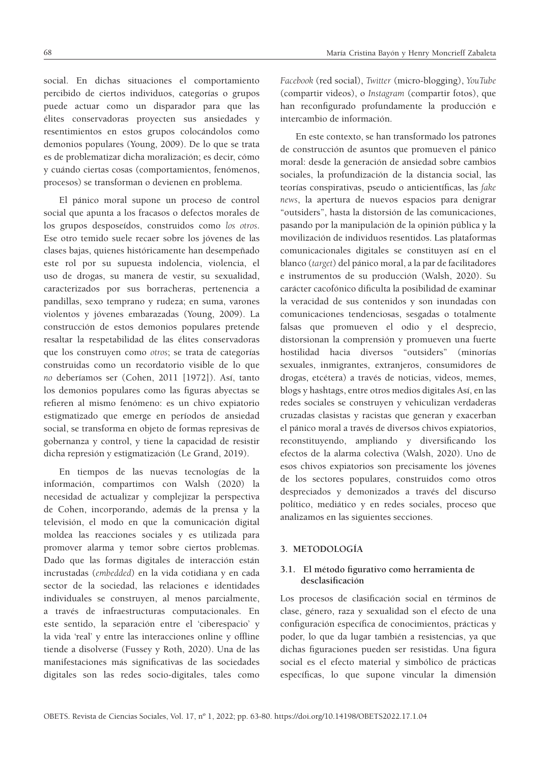social. En dichas situaciones el comportamiento percibido de ciertos individuos, categorías o grupos puede actuar como un disparador para que las élites conservadoras proyecten sus ansiedades y resentimientos en estos grupos colocándolos como demonios populares (Young, 2009). De lo que se trata es de problematizar dicha moralización; es decir, cómo y cuándo ciertas cosas (comportamientos, fenómenos, procesos) se transforman o devienen en problema.

El pánico moral supone un proceso de control social que apunta a los fracasos o defectos morales de los grupos desposeídos, construidos como *los otros*. Ese otro temido suele recaer sobre los jóvenes de las clases bajas, quienes históricamente han desempeñado este rol por su supuesta indolencia, violencia, el uso de drogas, su manera de vestir, su sexualidad, caracterizados por sus borracheras, pertenencia a pandillas, sexo temprano y rudeza; en suma, varones violentos y jóvenes embarazadas (Young, 2009). La construcción de estos demonios populares pretende resaltar la respetabilidad de las élites conservadoras que los construyen como *otros*; se trata de categorías construidas como un recordatorio visible de lo que *no* deberíamos ser (Cohen, 2011 [1972]). Así, tanto los demonios populares como las figuras abyectas se refieren al mismo fenómeno: es un chivo expiatorio estigmatizado que emerge en períodos de ansiedad social, se transforma en objeto de formas represivas de gobernanza y control, y tiene la capacidad de resistir dicha represión y estigmatización (Le Grand, 2019).

En tiempos de las nuevas tecnologías de la información, compartimos con Walsh (2020) la necesidad de actualizar y complejizar la perspectiva de Cohen, incorporando, además de la prensa y la televisión, el modo en que la comunicación digital moldea las reacciones sociales y es utilizada para promover alarma y temor sobre ciertos problemas. Dado que las formas digitales de interacción están incrustadas (*embedded*) en la vida cotidiana y en cada sector de la sociedad, las relaciones e identidades individuales se construyen, al menos parcialmente, a través de infraestructuras computacionales. En este sentido, la separación entre el 'ciberespacio' y la vida 'real' y entre las interacciones online y offline tiende a disolverse (Fussey y Roth, 2020). Una de las manifestaciones más significativas de las sociedades digitales son las redes socio-digitales, tales como *Facebook* (red social), *Twitter* (micro-blogging), *YouTube* (compartir videos), o *Instagram* (compartir fotos), que han reconfigurado profundamente la producción e intercambio de información.

En este contexto, se han transformado los patrones de construcción de asuntos que promueven el pánico moral: desde la generación de ansiedad sobre cambios sociales, la profundización de la distancia social, las teorías conspirativas, pseudo o anticientíficas, las *fake news*, la apertura de nuevos espacios para denigrar "outsiders", hasta la distorsión de las comunicaciones, pasando por la manipulación de la opinión pública y la movilización de individuos resentidos. Las plataformas comunicacionales digitales se constituyen así en el blanco (*target*) del pánico moral, a la par de facilitadores e instrumentos de su producción (Walsh, 2020). Su carácter cacofónico dificulta la posibilidad de examinar la veracidad de sus contenidos y son inundadas con comunicaciones tendenciosas, sesgadas o totalmente falsas que promueven el odio y el desprecio, distorsionan la comprensión y promueven una fuerte hostilidad hacia diversos "outsiders" (minorías sexuales, inmigrantes, extranjeros, consumidores de drogas, etcétera) a través de noticias, videos, memes, blogs y hashtags, entre otros medios digitales Así, en las redes sociales se construyen y vehiculizan verdaderas cruzadas clasistas y racistas que generan y exacerban el pánico moral a través de diversos chivos expiatorios, reconstituyendo, ampliando y diversificando los efectos de la alarma colectiva (Walsh, 2020). Uno de esos chivos expiatorios son precisamente los jóvenes de los sectores populares, construidos como otros despreciados y demonizados a través del discurso político, mediático y en redes sociales, proceso que analizamos en las siguientes secciones.

## 3. METODOLOGÍA

### 3.1. El método figurativo como herramienta de desclasificación

Los procesos de clasificación social en términos de clase, género, raza y sexualidad son el efecto de una configuración específica de conocimientos, prácticas y poder, lo que da lugar también a resistencias, ya que dichas figuraciones pueden ser resistidas. Una figura social es el efecto material y simbólico de prácticas específicas, lo que supone vincular la dimensión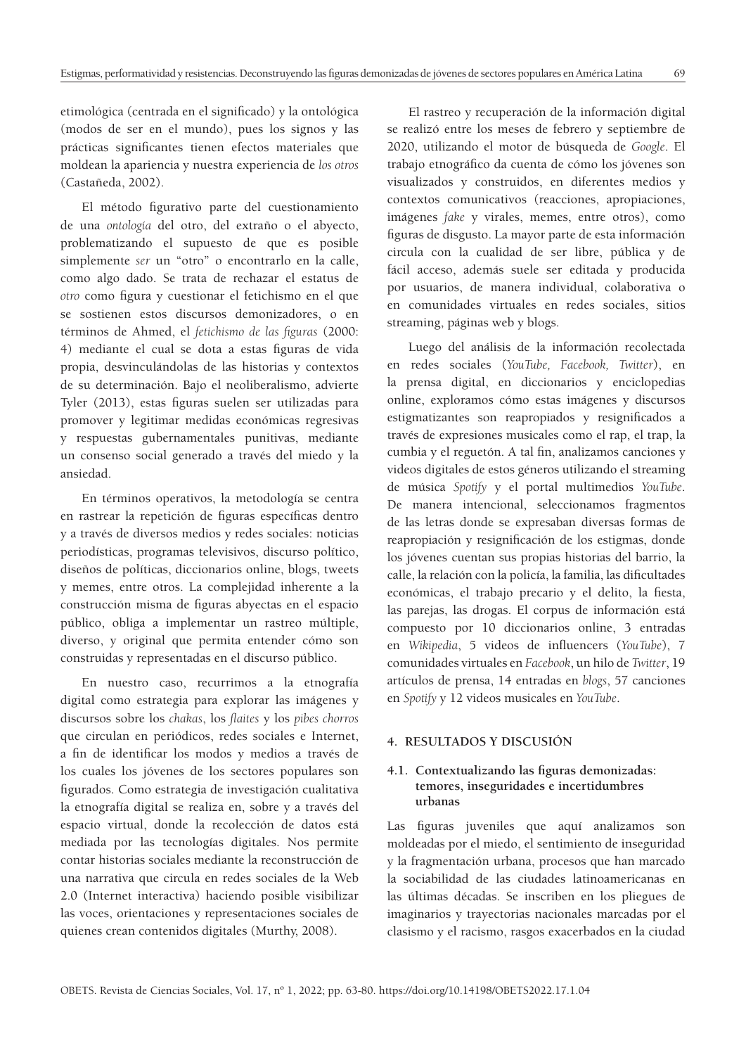etimológica (centrada en el significado) y la ontológica (modos de ser en el mundo), pues los signos y las prácticas significantes tienen efectos materiales que moldean la apariencia y nuestra experiencia de *los otros* (Castañeda, 2002).

El método figurativo parte del cuestionamiento de una *ontología* del otro, del extraño o el abyecto, problematizando el supuesto de que es posible simplemente *ser* un "otro" o encontrarlo en la calle, como algo dado. Se trata de rechazar el estatus de *otro* como figura y cuestionar el fetichismo en el que se sostienen estos discursos demonizadores, o en términos de Ahmed, el *fetichismo de las figuras* (2000: 4) mediante el cual se dota a estas figuras de vida propia, desvinculándolas de las historias y contextos de su determinación. Bajo el neoliberalismo, advierte Tyler (2013), estas figuras suelen ser utilizadas para promover y legitimar medidas económicas regresivas y respuestas gubernamentales punitivas, mediante un consenso social generado a través del miedo y la ansiedad.

En términos operativos, la metodología se centra en rastrear la repetición de figuras específicas dentro y a través de diversos medios y redes sociales: noticias periodísticas, programas televisivos, discurso político, diseños de políticas, diccionarios online, blogs, tweets y memes, entre otros. La complejidad inherente a la construcción misma de figuras abyectas en el espacio público, obliga a implementar un rastreo múltiple, diverso, y original que permita entender cómo son construidas y representadas en el discurso público.

En nuestro caso, recurrimos a la etnografía digital como estrategia para explorar las imágenes y discursos sobre los *chakas*, los *flaites* y los *pibes chorros* que circulan en periódicos, redes sociales e Internet, a fin de identificar los modos y medios a través de los cuales los jóvenes de los sectores populares son figurados. Como estrategia de investigación cualitativa la etnografía digital se realiza en, sobre y a través del espacio virtual, donde la recolección de datos está mediada por las tecnologías digitales. Nos permite contar historias sociales mediante la reconstrucción de una narrativa que circula en redes sociales de la Web 2.0 (Internet interactiva) haciendo posible visibilizar las voces, orientaciones y representaciones sociales de quienes crean contenidos digitales (Murthy, 2008).

El rastreo y recuperación de la información digital se realizó entre los meses de febrero y septiembre de 2020, utilizando el motor de búsqueda de *Google*. El trabajo etnográfico da cuenta de cómo los jóvenes son visualizados y construidos, en diferentes medios y contextos comunicativos (reacciones, apropiaciones, imágenes *fake* y virales, memes, entre otros), como figuras de disgusto. La mayor parte de esta información circula con la cualidad de ser libre, pública y de fácil acceso, además suele ser editada y producida por usuarios, de manera individual, colaborativa o en comunidades virtuales en redes sociales, sitios streaming, páginas web y blogs.

Luego del análisis de la información recolectada en redes sociales (*YouTube, Facebook, Twitter*), en la prensa digital, en diccionarios y enciclopedias online, exploramos cómo estas imágenes y discursos estigmatizantes son reapropiados y resignificados a través de expresiones musicales como el rap, el trap, la cumbia y el reguetón. A tal fin, analizamos canciones y videos digitales de estos géneros utilizando el streaming de música *Spotify* y el portal multimedios *YouTube*. De manera intencional, seleccionamos fragmentos de las letras donde se expresaban diversas formas de reapropiación y resignificación de los estigmas, donde los jóvenes cuentan sus propias historias del barrio, la calle, la relación con la policía, la familia, las dificultades económicas, el trabajo precario y el delito, la fiesta, las parejas, las drogas. El corpus de información está compuesto por 10 diccionarios online, 3 entradas en *Wikipedia*, 5 videos de influencers (*YouTube*), 7 comunidades virtuales en *Facebook*, un hilo de *Twitter*, 19 artículos de prensa, 14 entradas en *blogs*, 57 canciones en *Spotify* y 12 videos musicales en *YouTube*.

## 4. RESULTADOS Y DISCUSIÓN

### 4.1. Contextualizando las figuras demonizadas: temores, inseguridades e incertidumbres urbanas

Las figuras juveniles que aquí analizamos son moldeadas por el miedo, el sentimiento de inseguridad y la fragmentación urbana, procesos que han marcado la sociabilidad de las ciudades latinoamericanas en las últimas décadas. Se inscriben en los pliegues de imaginarios y trayectorias nacionales marcadas por el clasismo y el racismo, rasgos exacerbados en la ciudad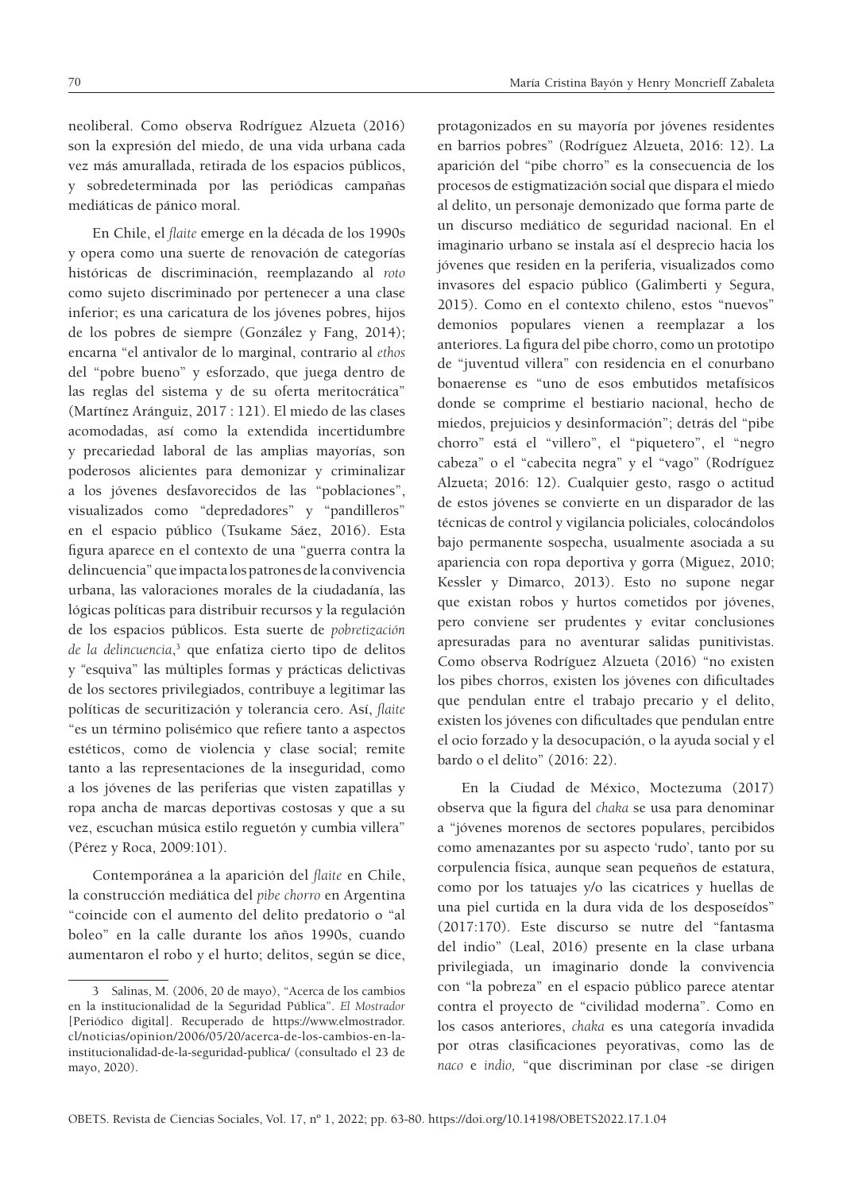neoliberal. Como observa Rodríguez Alzueta (2016) son la expresión del miedo, de una vida urbana cada vez más amurallada, retirada de los espacios públicos, y sobredeterminada por las periódicas campañas mediáticas de pánico moral.

En Chile, el *flaite* emerge en la década de los 1990s y opera como una suerte de renovación de categorías históricas de discriminación, reemplazando al *roto* como sujeto discriminado por pertenecer a una clase inferior; es una caricatura de los jóvenes pobres, hijos de los pobres de siempre (González y Fang, 2014); encarna "el antivalor de lo marginal, contrario al *ethos* del "pobre bueno" y esforzado, que juega dentro de las reglas del sistema y de su oferta meritocrática" (Martínez Aránguiz, 2017 : 121). El miedo de las clases acomodadas, así como la extendida incertidumbre y precariedad laboral de las amplias mayorías, son poderosos alicientes para demonizar y criminalizar a los jóvenes desfavorecidos de las "poblaciones", visualizados como "depredadores" y "pandilleros" en el espacio público (Tsukame Sáez, 2016). Esta figura aparece en el contexto de una "guerra contra la delincuencia" que impacta los patrones de la convivencia urbana, las valoraciones morales de la ciudadanía, las lógicas políticas para distribuir recursos y la regulación de los espacios públicos. Esta suerte de *pobretización de la delincuencia*,[3] que enfatiza cierto tipo de delitos y "esquiva" las múltiples formas y prácticas delictivas de los sectores privilegiados, contribuye a legitimar las políticas de securitización y tolerancia cero. Así, *flaite* "es un término polisémico que refiere tanto a aspectos estéticos, como de violencia y clase social; remite tanto a las representaciones de la inseguridad, como a los jóvenes de las periferias que visten zapatillas y ropa ancha de marcas deportivas costosas y que a su vez, escuchan música estilo reguetón y cumbia villera" (Pérez y Roca, 2009:101).

Contemporánea a la aparición del *flaite* en Chile, la construcción mediática del *pibe chorro* en Argentina "coincide con el aumento del delito predatorio o "al boleo" en la calle durante los años 1990s, cuando aumentaron el robo y el hurto; delitos, según se dice, protagonizados en su mayoría por jóvenes residentes en barrios pobres" (Rodríguez Alzueta, 2016: 12). La aparición del "pibe chorro" es la consecuencia de los procesos de estigmatización social que dispara el miedo al delito, un personaje demonizado que forma parte de un discurso mediático de seguridad nacional. En el imaginario urbano se instala así el desprecio hacia los jóvenes que residen en la periferia, visualizados como invasores del espacio público (Galimberti y Segura, 2015). Como en el contexto chileno, estos "nuevos" demonios populares vienen a reemplazar a los anteriores. La figura del pibe chorro, como un prototipo de "juventud villera" con residencia en el conurbano bonaerense es "uno de esos embutidos metafísicos donde se comprime el bestiario nacional, hecho de miedos, prejuicios y desinformación"; detrás del "pibe chorro" está el "villero", el "piquetero", el "negro cabeza" o el "cabecita negra" y el "vago" (Rodríguez Alzueta; 2016: 12). Cualquier gesto, rasgo o actitud de estos jóvenes se convierte en un disparador de las técnicas de control y vigilancia policiales, colocándolos bajo permanente sospecha, usualmente asociada a su apariencia con ropa deportiva y gorra (Miguez, 2010; Kessler y Dimarco, 2013). Esto no supone negar que existan robos y hurtos cometidos por jóvenes, pero conviene ser prudentes y evitar conclusiones apresuradas para no aventurar salidas punitivistas. Como observa Rodríguez Alzueta (2016) "no existen los pibes chorros, existen los jóvenes con dificultades que pendulan entre el trabajo precario y el delito, existen los jóvenes con dificultades que pendulan entre el ocio forzado y la desocupación, o la ayuda social y el bardo o el delito" (2016: 22).

En la Ciudad de México, Moctezuma (2017) observa que la figura del *chaka* se usa para denominar a "jóvenes morenos de sectores populares, percibidos como amenazantes por su aspecto 'rudo', tanto por su corpulencia física, aunque sean pequeños de estatura, como por los tatuajes y/o las cicatrices y huellas de una piel curtida en la dura vida de los desposeídos" (2017:170). Este discurso se nutre del "fantasma del indio" (Leal, 2016) presente en la clase urbana privilegiada, un imaginario donde la convivencia con "la pobreza" en el espacio público parece atentar contra el proyecto de "civilidad moderna". Como en los casos anteriores, *chaka* es una categoría invadida por otras clasificaciones peyorativas, como las de *naco* e *indio,* "que discriminan por clase -se dirigen

---

3 Salinas, M. (2006, 20 de mayo), "Acerca de los cambios en la institucionalidad de la Seguridad Pública". *El Mostrador* [Periódico digital]. Recuperado de https://www.elmostrador.cl/noticias/opinion/2006/05/20/acerca-de-los-cambios-en-la-institucionalidad-de-la-seguridad-publica/ (consultado el 23 de mayo, 2020).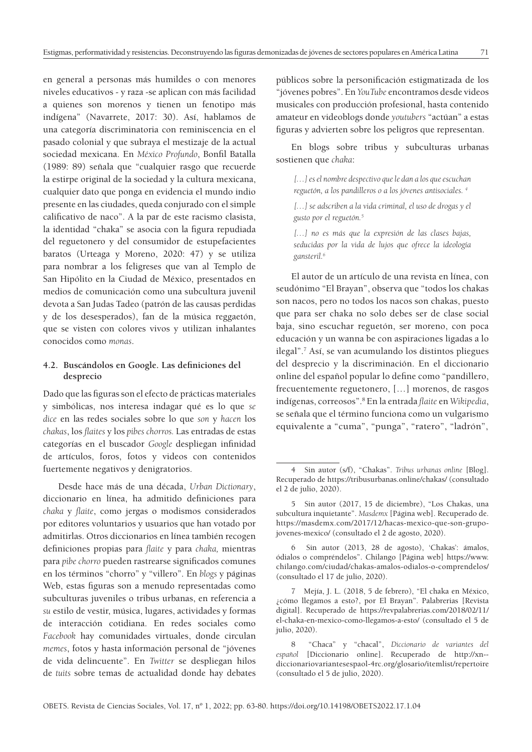en general a personas más humildes o con menores niveles educativos - y raza -se aplican con más facilidad a quienes son morenos y tienen un fenotipo más indígena" (Navarrete, 2017: 30). Así, hablamos de una categoría discriminatoria con reminiscencia en el pasado colonial y que subraya el mestizaje de la actual sociedad mexicana. En *México Profundo*, Bonfil Batalla (1989: 89) señala que "cualquier rasgo que recuerde la estirpe original de la sociedad y la cultura mexicana, cualquier dato que ponga en evidencia el mundo indio presente en las ciudades, queda conjurado con el simple calificativo de naco". A la par de este racismo clasista, la identidad "chaka" se asocia con la figura repudiada del reguetonero y del consumidor de estupefacientes baratos (Urteaga y Moreno, 2020: 47) y se utiliza para nombrar a los feligreses que van al Templo de San Hipólito en la Ciudad de México, presentados en medios de comunicación como una subcultura juvenil devota a San Judas Tadeo (patrón de las causas perdidas y de los desesperados), fan de la música reggaetón, que se visten con colores vivos y utilizan inhalantes conocidos como *monas*.

### 4.2. Buscándolos en Google. Las definiciones del desprecio

Dado que las figuras son el efecto de prácticas materiales y simbólicas, nos interesa indagar qué es lo que *se dice* en las redes sociales sobre lo que *son* y *hacen* los *chakas*, los *flaites* y los *pibes chorros*. Las entradas de estas categorías en el buscador *Google* despliegan infinidad de artículos, foros, fotos y videos con contenidos fuertemente negativos y denigratorios.

Desde hace más de una década, *Urban Dictionary*, diccionario en línea, ha admitido definiciones para *chaka* y *flaite*, como jergas o modismos considerados por editores voluntarios y usuarios que han votado por admitirlas. Otros diccionarios en línea también recogen definiciones propias para *flaite* y para *chaka*, mientras para *pibe chorro* pueden rastrearse significados comunes en los términos "chorro" y "villero". En *blogs* y páginas Web, estas figuras son a menudo representadas como subculturas juveniles o tribus urbanas, en referencia a *su* estilo de vestir, música, lugares, actividades y formas de interacción cotidiana. En redes sociales como *Facebook* hay comunidades virtuales, donde circulan *memes*, fotos y hasta información personal de "jóvenes de vida delincuente". En *Twitter* se despliegan hilos de *tuits* sobre temas de actualidad donde hay debates públicos sobre la personificación estigmatizada de los "jóvenes pobres". En *YouTube* encontramos desde videos musicales con producción profesional, hasta contenido amateur en videoblogs donde *youtubers* "actúan" a estas figuras y advierten sobre los peligros que representan.

En blogs sobre tribus y subculturas urbanas sostienen que *chaka*:

> *[…] es el nombre despectivo que le dan a los que escuchan reguetón, a los pandilleros o a los jóvenes antisociales.* [4]
>
> *[…] se adscriben a la vida criminal, el uso de drogas y el gusto por el reguetón.* [5]
>
> *[…] no es más que la expresión de las clases bajas, seducidas por la vida de lujos que ofrece la ideología gansteril.* [6]

El autor de un artículo de una revista en línea, con seudónimo "El Brayan", observa que "todos los chakas son nacos, pero no todos los nacos son chakas, puesto que para ser chaka no solo debes ser de clase social baja, sino escuchar reguetón, ser moreno, con poca educación y un wanna be con aspiraciones ligadas a lo ilegal".[7] Así, se van acumulando los distintos pliegues del desprecio y la discriminación. En el diccionario online del español popular lo define como "pandillero, frecuentemente reguetonero, […] morenos, de rasgos indígenas, correosos".[8] En la entrada *flaite* en *Wikipedia*, se señala que el término funciona como un vulgarismo equivalente a "cuma", "punga", "ratero", "ladrón",

---

4 Sin autor (s/f), "Chakas". *Tribus urbanas online* [Blog]. Recuperado de https://tribusurbanas.online/chakas/ (consultado el 2 de julio, 2020).

5 Sin autor (2017, 15 de diciembre), "Los Chakas, una subcultura inquietante". *Masdemx* [Página web]. Recuperado de. https://masdemx.com/2017/12/hacas-mexico-que-son-grupo-jovenes-mexico/ (consultado el 2 de agosto, 2020).

6 Sin autor (2013, 28 de agosto), 'Chakas': ámalos, ódialos o compréndelos". Chilango [Página web] https://www.chilango.com/ciudad/chakas-amalos-odialos-o-comprendelos/ (consultado el 17 de julio, 2020).

7 Mejía, J. L. (2018, 5 de febrero), "El chaka en México, ¿cómo llegamos a esto?, por El Brayan". Palabrerias [Revista digital]. Recuperado de https://revpalabrerias.com/2018/02/11/el-chaka-en-mexico-como-llegamos-a-esto/ (consultado el 5 de julio, 2020).

8 "Chaca" y "chacal", *Diccionario de variantes del español* [Diccionario online]. Recuperado de http://xn--diccionariovariantesespaol-4rc.org/glosario/itemlist/repertoire (consultado el 5 de julio, 2020).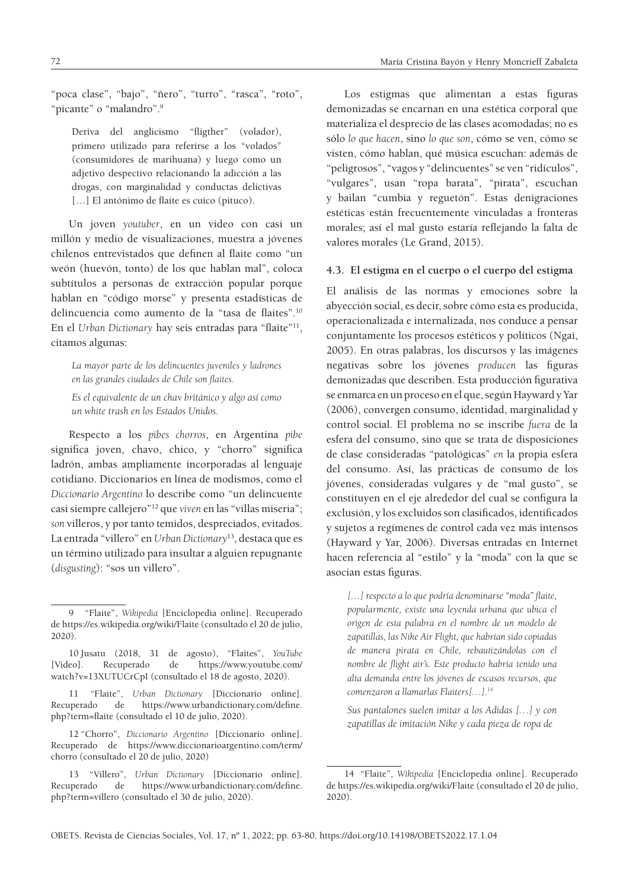"poca clase", "bajo", "ñero", "turro", "rasca", "roto", "picante" o "malandro".[9]

> Deriva del anglicismo "fligther" (volador), primero utilizado para referirse a los "volados" (consumidores de marihuana) y luego como un adjetivo despectivo relacionando la adicción a las drogas, con marginalidad y conductas delictivas […] El antónimo de flaite es cuico (pituco).

Un joven *youtuber*, en un video con casi un millón y medio de visualizaciones, muestra a jóvenes chilenos entrevistados que definen al flaite como "un weón (huevón, tonto) de los que hablan mal", coloca subtítulos a personas de extracción popular porque hablan en "código morse" y presenta estadísticas de delincuencia como aumento de la "tasa de flaites".[10] En el *Urban Dictionary* hay seis entradas para "flaite"[11], citamos algunas:

> *La mayor parte de los delincuentes juveniles y ladrones en las grandes ciudades de Chile son flaites.*
>
> *Es el equivalente de un chav británico y algo así como un white trash en los Estados Unidos.*

Respecto a los *pibes chorros*, en Argentina *pibe* significa joven, chavo, chico, y "chorro" significa ladrón, ambas ampliamente incorporadas al lenguaje cotidiano. Diccionarios en línea de modismos, como el *Diccionario Argentino* lo describe como "un delincuente casi siempre callejero"[12] que *viven* en las "villas miseria"; *son* villeros, y por tanto temidos, despreciados, evitados. La entrada "villero" en *Urban Dictionary*[13], destaca que es un término utilizado para insultar a alguien repugnante (*disgusting*): "sos un villero".

Los estigmas que alimentan a estas figuras demonizadas se encarnan en una estética corporal que materializa el desprecio de las clases acomodadas; no es sólo *lo que hacen*, sino *lo que son*, cómo se ven, cómo se visten, cómo hablan, qué música escuchan: además de "peligrosos", "vagos y "delincuentes" se ven "ridículos", "vulgares", usan "ropa barata", "pirata", escuchan y bailan "cumbia y reguetón". Estas denigraciones estéticas están frecuentemente vinculadas a fronteras morales; así el mal gusto estaría reflejando la falta de valores morales (Le Grand, 2015).

### 4.3. El estigma en el cuerpo o el cuerpo del estigma

El análisis de las normas y emociones sobre la abyección social, es decir, sobre cómo esta es producida, operacionalizada e internalizada, nos conduce a pensar conjuntamente los procesos estéticos y políticos (Ngai, 2005). En otras palabras, los discursos y las imágenes negativas sobre los jóvenes *producen* las figuras demonizadas que describen. Esta producción figurativa se enmarca en un proceso en el que, según Hayward y Yar (2006), convergen consumo, identidad, marginalidad y control social. El problema no se inscribe *fuera* de la esfera del consumo, sino que se trata de disposiciones de clase consideradas "patológicas" *en* la propia esfera del consumo. Así, las prácticas de consumo de los jóvenes, consideradas vulgares y de "mal gusto", se constituyen en el eje alrededor del cual se configura la exclusión, y los excluidos son clasificados, identificados y sujetos a regímenes de control cada vez más intensos (Hayward y Yar, 2006). Diversas entradas en Internet hacen referencia al "estilo" y la "moda" con la que se asocian estas figuras.

> *[…] respecto a lo que podría denominarse "moda" flaite, popularmente, existe una leyenda urbana que ubica el origen de esta palabra en el nombre de un modelo de zapatillas, las Nike Air Flight, que habrían sido copiadas de manera pirata en Chile, rebautizándolas con el nombre de flight air's. Este producto habría tenido una alta demanda entre los jóvenes de escasos recursos, que comenzaron a llamarlas Flaiters[…].*[14]
>
> *Sus pantalones suelen imitar a los Adidas […] y con zapatillas de imitación Nike y cada pieza de ropa de*

---

9 "Flaite", *Wikipedia* [Enciclopedia online]. Recuperado de https://es.wikipedia.org/wiki/Flaite (consultado el 20 de julio, 2020).

10 Jusatu (2018, 31 de agosto), "Flaites", *YouTube* [Video]. Recuperado de https://www.youtube.com/watch?v=13XUTUCrCpI (consultado el 18 de agosto, 2020).

11 "Flaite", *Urban Dictionary* [Diccionario online]. Recuperado de https://www.urbandictionary.com/define.php?term=flaite (consultado el 10 de julio, 2020).

12 "Chorro", *Diccionario Argentino* [Diccionario online]. Recuperado de https://www.diccionarioargentino.com/term/chorro (consultado el 20 de julio, 2020)

13 "Villero", *Urban Dictionary* [Diccionario online]. Recuperado de https://www.urbandictionary.com/define.php?term=villero (consultado el 30 de julio, 2020).

14 "Flaite", *Wikipedia* [Enciclopedia online]. Recuperado de https://es.wikipedia.org/wiki/Flaite (consultado el 20 de julio, 2020).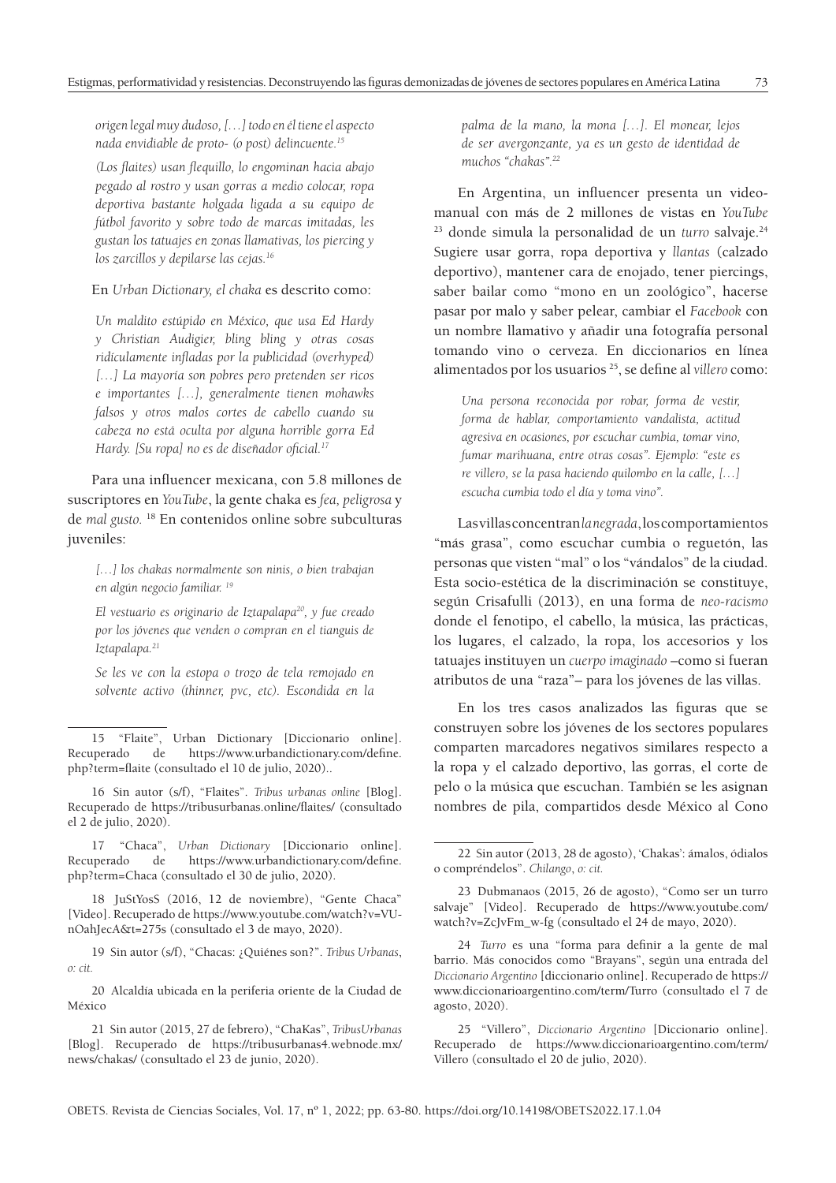*origen legal muy dudoso, […] todo en él tiene el aspecto nada envidiable de proto- (o post) delincuente.*[15]

*(Los flaites) usan flequillo, lo engominan hacia abajo pegado al rostro y usan gorras a medio colocar, ropa deportiva bastante holgada ligada a su equipo de fútbol favorito y sobre todo de marcas imitadas, les gustan los tatuajes en zonas llamativas, los piercing y los zarcillos y depilarse las cejas.*[16]

En *Urban Dictionary, el chaka* es descrito como:

*Un maldito estúpido en México, que usa Ed Hardy y Christian Audigier, bling bling y otras cosas ridículamente infladas por la publicidad (overhyped) […] La mayoría son pobres pero pretenden ser ricos e importantes […], generalmente tienen mohawks falsos y otros malos cortes de cabello cuando su cabeza no está oculta por alguna horrible gorra Ed Hardy. [Su ropa] no es de diseñador oficial.*[17]

Para una influencer mexicana, con 5.8 millones de suscriptores en *YouTube*, la gente chaka es *fea, peligrosa* y de *mal gusto.* [18] En contenidos online sobre subculturas juveniles:

*[…] los chakas normalmente son ninis, o bien trabajan en algún negocio familiar.* [19]

*El vestuario es originario de Iztapalapa*[20]*, y fue creado por los jóvenes que venden o compran en el tianguis de Iztapalapa.*[21]

*Se les ve con la estopa o trozo de tela remojado en solvente activo (thinner, pvc, etc). Escondida en la palma de la mano, la mona […]. El monear, lejos de ser avergonzante, ya es un gesto de identidad de muchos "chakas".*[22]

En Argentina, un influencer presenta un video-manual con más de 2 millones de vistas en *YouTube* [23] donde simula la personalidad de un *turro* salvaje.[24] Sugiere usar gorra, ropa deportiva y *llantas* (calzado deportivo), mantener cara de enojado, tener piercings, saber bailar como "mono en un zoológico", hacerse pasar por malo y saber pelear, cambiar el *Facebook* con un nombre llamativo y añadir una fotografía personal tomando vino o cerveza. En diccionarios en línea alimentados por los usuarios [25], se define al *villero* como:

*Una persona reconocida por robar, forma de vestir, forma de hablar, comportamiento vandalista, actitud agresiva en ocasiones, por escuchar cumbia, tomar vino, fumar marihuana, entre otras cosas". Ejemplo: "este es re villero, se la pasa haciendo quilombo en la calle, […] escucha cumbia todo el día y toma vino".*

Las villas concentran *la negrada*, los comportamientos "más grasa", como escuchar cumbia o reguetón, las personas que visten "mal" o los "vándalos" de la ciudad. Esta socio-estética de la discriminación se constituye, según Crisafulli (2013), en una forma de *neo-racismo* donde el fenotipo, el cabello, la música, las prácticas, los lugares, el calzado, la ropa, los accesorios y los tatuajes instituyen un *cuerpo imaginado* –como si fueran atributos de una "raza"– para los jóvenes de las villas.

En los tres casos analizados las figuras que se construyen sobre los jóvenes de los sectores populares comparten marcadores negativos similares respecto a la ropa y el calzado deportivo, las gorras, el corte de pelo o la música que escuchan. También se les asignan nombres de pila, compartidos desde México al Cono

---

15 "Flaite", Urban Dictionary [Diccionario online]. Recuperado de https://www.urbandictionary.com/define.php?term=flaite (consultado el 10 de julio, 2020)..

16 Sin autor (s/f), "Flaites". *Tribus urbanas online* [Blog]. Recuperado de https://tribusurbanas.online/flaites/ (consultado el 2 de julio, 2020).

17 "Chaca", *Urban Dictionary* [Diccionario online]. Recuperado de https://www.urbandictionary.com/define.php?term=Chaca (consultado el 30 de julio, 2020).

18 JuStYosS (2016, 12 de noviembre), "Gente Chaca" [Video]. Recuperado de https://www.youtube.com/watch?v=VU-nOahJecA&t=275s (consultado el 3 de mayo, 2020).

19 Sin autor (s/f), "Chacas: ¿Quiénes son?". *Tribus Urbanas*, *o: cit.*

20 Alcaldía ubicada en la periferia oriente de la Ciudad de México

21 Sin autor (2015, 27 de febrero), "ChaKas", *TribusUrbanas* [Blog]. Recuperado de https://tribusurbanas4.webnode.mx/news/chakas/ (consultado el 23 de junio, 2020).

22 Sin autor (2013, 28 de agosto), 'Chakas': ámalos, ódialos o compréndelos". *Chilango*, *o: cit.*

23 Dubmanaos (2015, 26 de agosto), "Como ser un turro salvaje" [Video]. Recuperado de https://www.youtube.com/watch?v=ZcJvFm_w-fg (consultado el 24 de mayo, 2020).

24 *Turro* es una "forma para definir a la gente de mal barrio. Más conocidos como "Brayans", según una entrada del *Diccionario Argentino* [diccionario online]. Recuperado de https://www.diccionarioargentino.com/term/Turro (consultado el 7 de agosto, 2020).

25 "Villero", *Diccionario Argentino* [Diccionario online]. Recuperado de https://www.diccionarioargentino.com/term/Villero (consultado el 20 de julio, 2020).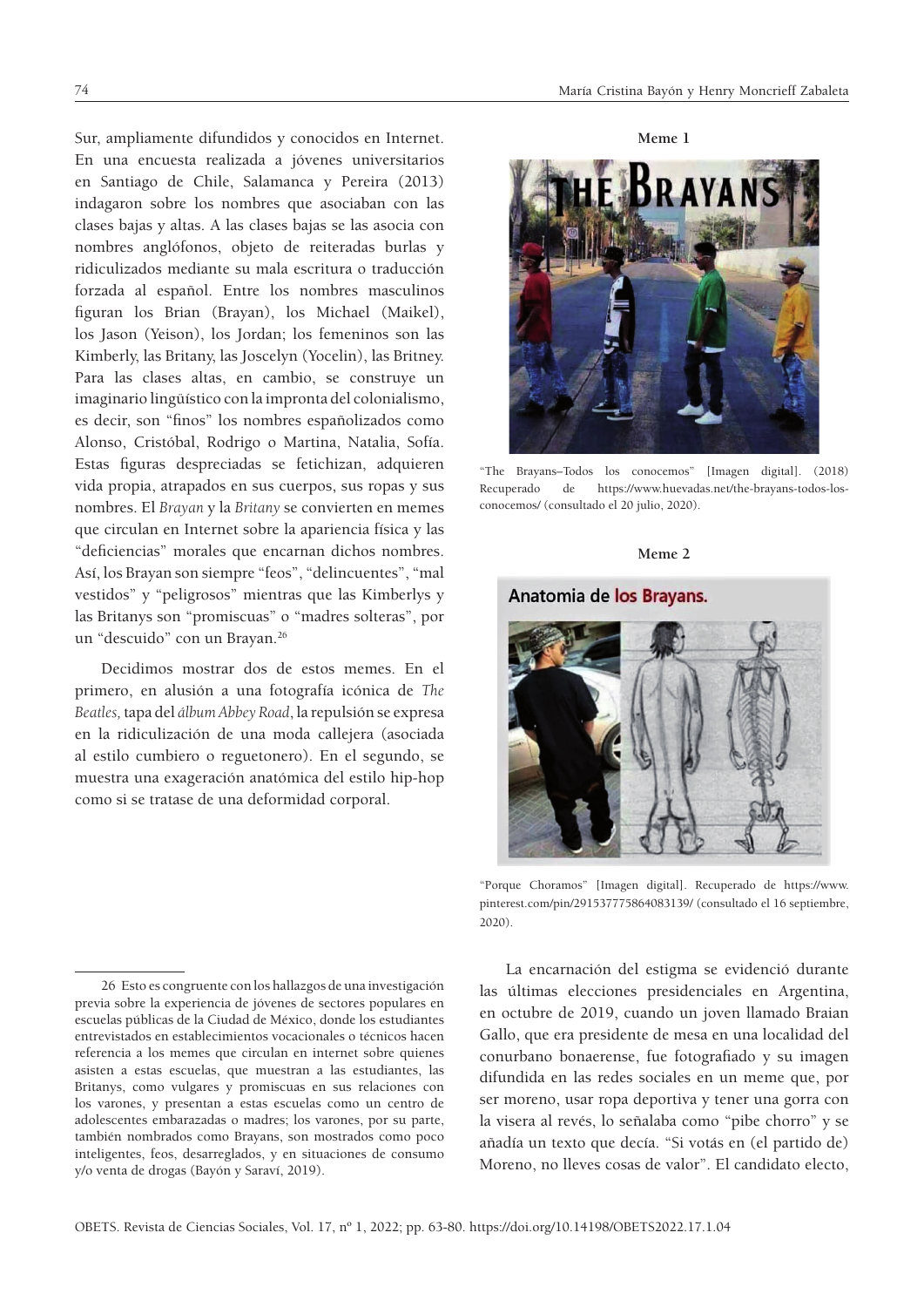Sur, ampliamente difundidos y conocidos en Internet. En una encuesta realizada a jóvenes universitarios en Santiago de Chile, Salamanca y Pereira (2013) indagaron sobre los nombres que asociaban con las clases bajas y altas. A las clases bajas se las asocia con nombres anglófonos, objeto de reiteradas burlas y ridiculizados mediante su mala escritura o traducción forzada al español. Entre los nombres masculinos figuran los Brian (Brayan), los Michael (Maikel), los Jason (Yeison), los Jordan; los femeninos son las Kimberly, las Britany, las Joscelyn (Yocelin), las Britney. Para las clases altas, en cambio, se construye un imaginario lingüístico con la impronta del colonialismo, es decir, son "finos" los nombres españolizados como Alonso, Cristóbal, Rodrigo o Martina, Natalia, Sofía. Estas figuras despreciadas se fetichizan, adquieren vida propia, atrapados en sus cuerpos, sus ropas y sus nombres. El *Brayan* y la *Britany* se convierten en memes que circulan en Internet sobre la apariencia física y las "deficiencias" morales que encarnan dichos nombres. Así, los Brayan son siempre "feos", "delincuentes", "mal vestidos" y "peligrosos" mientras que las Kimberlys y las Britanys son "promiscuas" o "madres solteras", por un "descuido" con un Brayan.[26]

Decidimos mostrar dos de estos memes. En el primero, en alusión a una fotografía icónica de *The Beatles,* tapa del *álbum Abbey Road*, la repulsión se expresa en la ridiculización de una moda callejera (asociada al estilo cumbiero o reguetonero). En el segundo, se muestra una exageración anatómica del estilo hip-hop como si se tratase de una deformidad corporal.

**Meme 1**

"The Brayans–Todos los conocemos" [Imagen digital]. (2018) Recuperado de https://www.huevadas.net/the-brayans-todos-los-conocemos/ (consultado el 20 julio, 2020).

**Meme 2**

"Porque Choramos" [Imagen digital]. Recuperado de https://www.pinterest.com/pin/291537775864083139/ (consultado el 16 septiembre, 2020).

La encarnación del estigma se evidenció durante las últimas elecciones presidenciales en Argentina, en octubre de 2019, cuando un joven llamado Braian Gallo, que era presidente de mesa en una localidad del conurbano bonaerense, fue fotografiado y su imagen difundida en las redes sociales en un meme que, por ser moreno, usar ropa deportiva y tener una gorra con la visera al revés, lo señalaba como "pibe chorro" y se añadía un texto que decía. "Si votás en (el partido de) Moreno, no lleves cosas de valor". El candidato electo,

---

26 Esto es congruente con los hallazgos de una investigación previa sobre la experiencia de jóvenes de sectores populares en escuelas públicas de la Ciudad de México, donde los estudiantes entrevistados en establecimientos vocacionales o técnicos hacen referencia a los memes que circulan en internet sobre quienes asisten a estas escuelas, que muestran a las estudiantes, las Britanys, como vulgares y promiscuas en sus relaciones con los varones, y presentan a estas escuelas como un centro de adolescentes embarazadas o madres; los varones, por su parte, también nombrados como Brayans, son mostrados como poco inteligentes, feos, desarreglados, y en situaciones de consumo y/o venta de drogas (Bayón y Saraví, 2019).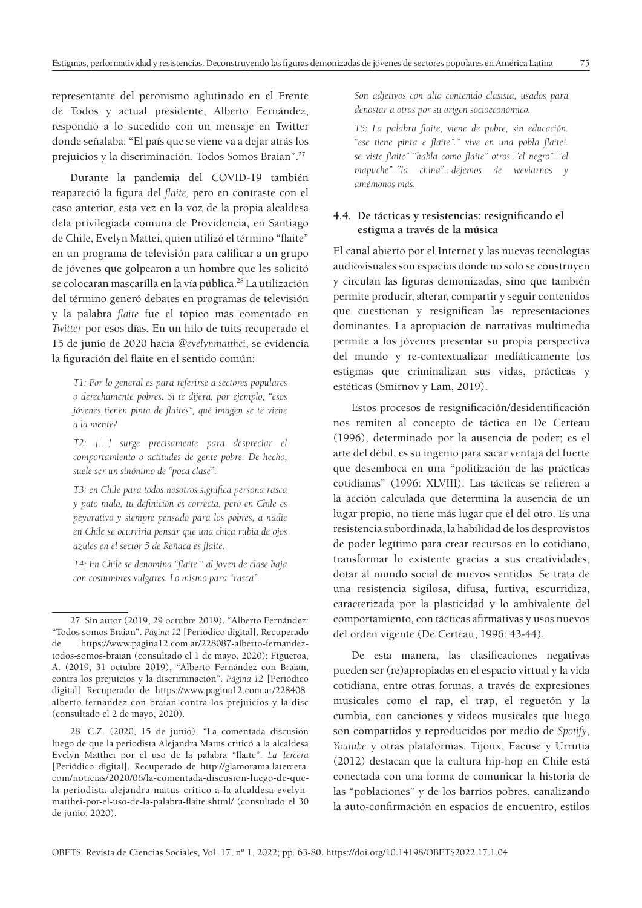representante del peronismo aglutinado en el Frente de Todos y actual presidente, Alberto Fernández, respondió a lo sucedido con un mensaje en Twitter donde señalaba: "El país que se viene va a dejar atrás los prejuicios y la discriminación. Todos Somos Braian".[27]

Durante la pandemia del COVID-19 también reapareció la figura del *flaite,* pero en contraste con el caso anterior, esta vez en la voz de la propia alcaldesa dela privilegiada comuna de Providencia, en Santiago de Chile, Evelyn Mattei, quien utilizó el término "flaite" en un programa de televisión para calificar a un grupo de jóvenes que golpearon a un hombre que les solicitó se colocaran mascarilla en la vía pública.[28] La utilización del término generó debates en programas de televisión y la palabra *flaite* fue el tópico más comentado en *Twitter* por esos días. En un hilo de tuits recuperado el 15 de junio de 2020 hacia *@evelynmatthei*, se evidencia la figuración del flaite en el sentido común:

> *T1: Por lo general es para referirse a sectores populares o derechamente pobres. Si te dijera, por ejemplo, "esos jóvenes tienen pinta de flaites", qué imagen se te viene a la mente?*
>
> *T2: […] surge precisamente para despreciar el comportamiento o actitudes de gente pobre. De hecho, suele ser un sinónimo de "poca clase".*
>
> *T3: en Chile para todos nosotros significa persona rasca y pato malo, tu definición es correcta, pero en Chile es peyorativo y siempre pensado para los pobres, a nadie en Chile se ocurriria pensar que una chica rubia de ojos azules en el sector 5 de Reñaca es flaite.*
>
> *T4: En Chile se denomina "flaite " al joven de clase baja con costumbres vulgares. Lo mismo para "rasca". Son adjetivos con alto contenido clasista, usados para denostar a otros por su origen socioeconómico.*
>
> *T5: La palabra flaite, viene de pobre, sin educación. "ese tiene pinta e flaite"." vive en una pobla flaite!. se viste flaite" "habla como flaite" otros.."el negro".."el mapuche".."la china"...dejemos de weviarnos y amémonos más.*

### 4.4. De tácticas y resistencias: resignificando el estigma a través de la música

El canal abierto por el Internet y las nuevas tecnologías audiovisuales son espacios donde no solo se construyen y circulan las figuras demonizadas, sino que también permite producir, alterar, compartir y seguir contenidos que cuestionan y resignifican las representaciones dominantes. La apropiación de narrativas multimedia permite a los jóvenes presentar su propia perspectiva del mundo y re-contextualizar mediáticamente los estigmas que criminalizan sus vidas, prácticas y estéticas (Smirnov y Lam, 2019).

Estos procesos de resignificación/desidentificación nos remiten al concepto de táctica en De Certeau (1996), determinado por la ausencia de poder; es el arte del débil, es su ingenio para sacar ventaja del fuerte que desemboca en una "politización de las prácticas cotidianas" (1996: XLVIII). Las tácticas se refieren a la acción calculada que determina la ausencia de un lugar propio, no tiene más lugar que el del otro. Es una resistencia subordinada, la habilidad de los desprovistos de poder legítimo para crear recursos en lo cotidiano, transformar lo existente gracias a sus creatividades, dotar al mundo social de nuevos sentidos. Se trata de una resistencia sigilosa, difusa, furtiva, escurridiza, caracterizada por la plasticidad y lo ambivalente del comportamiento, con tácticas afirmativas y usos nuevos del orden vigente (De Certeau, 1996: 43-44).

De esta manera, las clasificaciones negativas pueden ser (re)apropiadas en el espacio virtual y la vida cotidiana, entre otras formas, a través de expresiones musicales como el rap, el trap, el reguetón y la cumbia, con canciones y videos musicales que luego son compartidos y reproducidos por medio de *Spotify*, *Youtube* y otras plataformas. Tijoux, Facuse y Urrutia (2012) destacan que la cultura hip-hop en Chile está conectada con una forma de comunicar la historia de las "poblaciones" y de los barrios pobres, canalizando la auto-confirmación en espacios de encuentro, estilos

---

27 Sin autor (2019, 29 octubre 2019). "Alberto Fernández: "Todos somos Braian". *Página 12* [Periódico digital]. Recuperado de https://www.pagina12.com.ar/228087-alberto-fernandez-todos-somos-braian (consultado el 1 de mayo, 2020); Figueroa, A. (2019, 31 octubre 2019), "Alberto Fernández con Braian, contra los prejuicios y la discriminación". *Página 12* [Periódico digital] Recuperado de https://www.pagina12.com.ar/228408-alberto-fernandez-con-braian-contra-los-prejuicios-y-la-disc (consultado el 2 de mayo, 2020).

28 C.Z. (2020, 15 de junio), "La comentada discusión luego de que la periodista Alejandra Matus criticó a la alcaldesa Evelyn Matthei por el uso de la palabra "flaite". *La Tercera* [Periódico digital]. Recuperado de http://glamorama.latercera.com/noticias/2020/06/la-comentada-discusion-luego-de-que-la-periodista-alejandra-matus-critico-a-la-alcaldesa-evelyn-matthei-por-el-uso-de-la-palabra-flaite.shtml/ (consultado el 30 de junio, 2020).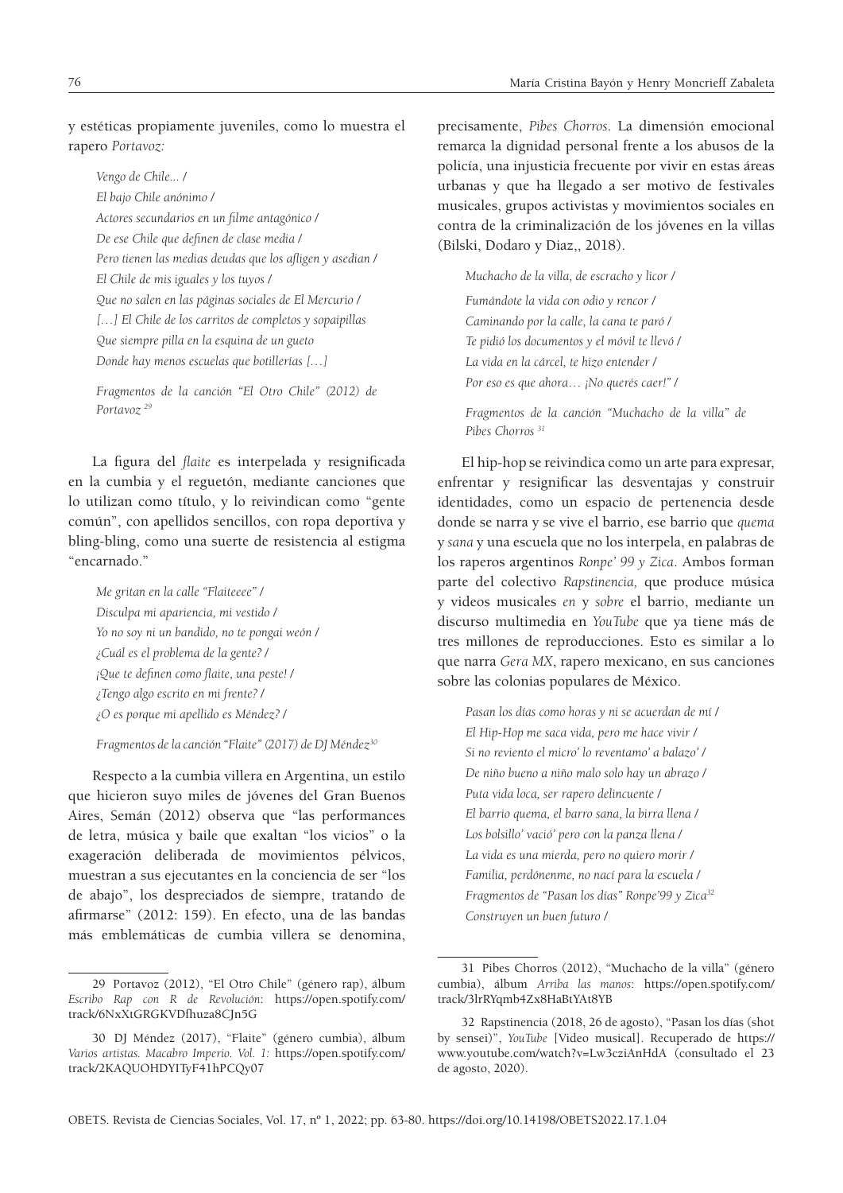y estéticas propiamente juveniles, como lo muestra el rapero *Portavoz:*

> *Vengo de Chile... /*
> *El bajo Chile anónimo /*
> *Actores secundarios en un filme antagónico /*
> *De ese Chile que definen de clase media /*
> *Pero tienen las medias deudas que los afligen y asedian /*
> *El Chile de mis iguales y los tuyos /*
> *Que no salen en las páginas sociales de El Mercurio /*
> *[…] El Chile de los carritos de completos y sopaipillas*
> *Que siempre pilla en la esquina de un gueto*
> *Donde hay menos escuelas que botillerías […]*
>
> *Fragmentos de la canción "El Otro Chile" (2012) de Portavoz* [29]

La figura del *flaite* es interpelada y resignificada en la cumbia y el reguetón, mediante canciones que lo utilizan como título, y lo reivindican como "gente común", con apellidos sencillos, con ropa deportiva y bling-bling, como una suerte de resistencia al estigma "encarnado."

> *Me gritan en la calle "Flaiteeee" /*
> *Disculpa mi apariencia, mi vestido /*
> *Yo no soy ni un bandido, no te pongai weón /*
> *¿Cuál es el problema de la gente? /*
> *¡Que te definen como flaite, una peste! /*
> *¿Tengo algo escrito en mi frente? /*
> *¿O es porque mi apellido es Méndez? /*
>
> *Fragmentos de la canción "Flaite" (2017) de DJ Méndez* [30]

Respecto a la cumbia villera en Argentina, un estilo que hicieron suyo miles de jóvenes del Gran Buenos Aires, Semán (2012) observa que "las performances de letra, música y baile que exaltan "los vicios" o la exageración deliberada de movimientos pélvicos, muestran a sus ejecutantes en la conciencia de ser "los de abajo", los despreciados de siempre, tratando de afirmarse" (2012: 159). En efecto, una de las bandas más emblemáticas de cumbia villera se denomina, precisamente, *Pibes Chorros*. La dimensión emocional remarca la dignidad personal frente a los abusos de la policía, una injusticia frecuente por vivir en estas áreas urbanas y que ha llegado a ser motivo de festivales musicales, grupos activistas y movimientos sociales en contra de la criminalización de los jóvenes en la villas (Bilski, Dodaro y Diaz,, 2018).

> *Muchacho de la villa, de escracho y licor /*
> *Fumándote la vida con odio y rencor /*
> *Caminando por la calle, la cana te paró /*
> *Te pidió los documentos y el móvil te llevó /*
> *La vida en la cárcel, te hizo entender /*
> *Por eso es que ahora… ¡No querés caer!" /*
>
> *Fragmentos de la canción "Muchacho de la villa" de Pibes Chorros* [31]

El hip-hop se reivindica como un arte para expresar, enfrentar y resignificar las desventajas y construir identidades, como un espacio de pertenencia desde donde se narra y se vive el barrio, ese barrio que *quema* y *sana* y una escuela que no los interpela, en palabras de los raperos argentinos *Ronpe' 99 y Zica*. Ambos forman parte del colectivo *Rapstinencia,* que produce música y videos musicales *en* y *sobre* el barrio, mediante un discurso multimedia en *YouTube* que ya tiene más de tres millones de reproducciones. Esto es similar a lo que narra *Gera MX*, rapero mexicano, en sus canciones sobre las colonias populares de México.

> *Pasan los días como horas y ni se acuerdan de mí /*
> *El Hip-Hop me saca vida, pero me hace vivir /*
> *Si no reviento el micro' lo reventamo' a balazo' /*
> *De niño bueno a niño malo solo hay un abrazo /*
> *Puta vida loca, ser rapero delincuente /*
> *El barrio quema, el barro sana, la birra llena /*
> *Los bolsillo' vació' pero con la panza llena /*
> *La vida es una mierda, pero no quiero morir /*
> *Familia, perdónenme, no nací para la escuela /*
> *Fragmentos de "Pasan los días" Ronpe'99 y Zica* [32]
> *Construyen un buen futuro /*

---

29 Portavoz (2012), "El Otro Chile" (género rap), álbum *Escribo Rap con R de Revolución*: https://open.spotify.com/track/6NxXtGRGKVDfhuza8CJn5G

30 DJ Méndez (2017), "Flaite" (género cumbia), álbum *Varios artistas. Macabro Imperio. Vol. 1:* https://open.spotify.com/track/2KAQUOHDYITyF41hPCQy07

31 Pibes Chorros (2012), "Muchacho de la villa" (género cumbia), álbum *Arriba las manos*: https://open.spotify.com/track/3lrRYqmb4Zx8HaBtYAt8YB

32 Rapstinencia (2018, 26 de agosto), "Pasan los días (shot by sensei)", *YouTube* [Video musical]. Recuperado de https://www.youtube.com/watch?v=Lw3cziAnHdA (consultado el 23 de agosto, 2020).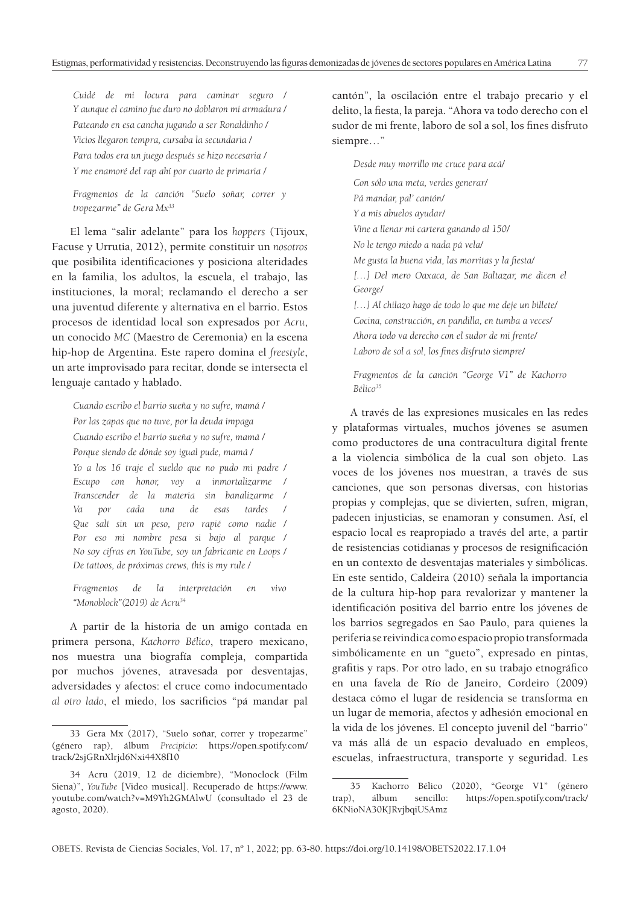*Cuidé de mi locura para caminar seguro /*
*Y aunque el camino fue duro no doblaron mi armadura /*
*Pateando en esa cancha jugando a ser Ronaldinho /*
*Vicios llegaron tempra, cursaba la secundaria /*
*Para todos era un juego después se hizo necesaria /*
*Y me enamoré del rap ahí por cuarto de primaria /*

*Fragmentos de la canción "Suelo soñar, correr y tropezarme" de Gera Mx*[33]

El lema "salir adelante" para los *hoppers* (Tijoux, Facuse y Urrutia, 2012), permite constituir un *nosotros* que posibilita identificaciones y posiciona alteridades en la familia, los adultos, la escuela, el trabajo, las instituciones, la moral; reclamando el derecho a ser una juventud diferente y alternativa en el barrio. Estos procesos de identidad local son expresados por *Acru*, un conocido *MC* (Maestro de Ceremonia) en la escena hip-hop de Argentina. Este rapero domina el *freestyle*, un arte improvisado para recitar, donde se intersecta el lenguaje cantado y hablado.

*Cuando escribo el barrio sueña y no sufre, mamá /*
*Por las zapas que no tuve, por la deuda impaga*
*Cuando escribo el barrio sueña y no sufre, mamá /*
*Porque siendo de dónde soy igual pude, mamá /*
*Yo a los 16 traje el sueldo que no pudo mi padre /*
*Escupo con honor, voy a inmortalizarme /*
*Transcender de la materia sin banalizarme /*
*Va por cada una de esas tardes /*
*Que salí sin un peso, pero rapié como nadie /*
*Por eso mi nombre pesa si bajo al parque /*
*No soy cifras en YouTube, soy un fabricante en Loops /*
*De tattoos, de próximas crews, this is my rule /*

*Fragmentos de la interpretación en vivo "Monoblock"(2019) de Acru*[34]

A partir de la historia de un amigo contada en primera persona, *Kachorro Bélico*, trapero mexicano, nos muestra una biografía compleja, compartida por muchos jóvenes, atravesada por desventajas, adversidades y afectos: el cruce como indocumentado *al otro lado*, el miedo, los sacrificios "pá mandar pal cantón", la oscilación entre el trabajo precario y el delito, la fiesta, la pareja. "Ahora va todo derecho con el sudor de mi frente, laboro de sol a sol, los fines disfruto siempre…"

*Desde muy morrillo me cruce para acá/*
*Con sólo una meta, verdes generar/*
*Pá mandar, pal' cantón/*
*Y a mis abuelos ayudar/*
*Vine a llenar mi cartera ganando al 150/*
*No le tengo miedo a nada pá vela/*
*Me gusta la buena vida, las morritas y la fiesta/*
*[…] Del mero Oaxaca, de San Baltazar, me dicen el George/*
*[…] Al chilazo hago de todo lo que me deje un billete/*
*Cocina, construcción, en pandilla, en tumba a veces/*
*Ahora todo va derecho con el sudor de mi frente/*
*Laboro de sol a sol, los fines disfruto siempre/*

*Fragmentos de la canción "George V1" de Kachorro Bélico*[35]

A través de las expresiones musicales en las redes y plataformas virtuales, muchos jóvenes se asumen como productores de una contracultura digital frente a la violencia simbólica de la cual son objeto. Las voces de los jóvenes nos muestran, a través de sus canciones, que son personas diversas, con historias propias y complejas, que se divierten, sufren, migran, padecen injusticias, se enamoran y consumen. Así, el espacio local es reapropiado a través del arte, a partir de resistencias cotidianas y procesos de resignificación en un contexto de desventajas materiales y simbólicas. En este sentido, Caldeira (2010) señala la importancia de la cultura hip-hop para revalorizar y mantener la identificación positiva del barrio entre los jóvenes de los barrios segregados en Sao Paulo, para quienes la periferia se reivindica como espacio propio transformada simbólicamente en un "gueto", expresado en pintas, grafitis y raps. Por otro lado, en su trabajo etnográfico en una favela de Río de Janeiro, Cordeiro (2009) destaca cómo el lugar de residencia se transforma en un lugar de memoria, afectos y adhesión emocional en la vida de los jóvenes. El concepto juvenil del "barrio" va más allá de un espacio devaluado en empleos, escuelas, infraestructura, transporte y seguridad. Les

---

33 Gera Mx (2017), "Suelo soñar, correr y tropezarme" (género rap), álbum *Precipicio*: https://open.spotify.com/track/2sjGRnXlrjd6Nxi44X8f10

34 Acru (2019, 12 de diciembre), "Monoclock (Film Siena)", *YouTube* [Video musical]. Recuperado de https://www.youtube.com/watch?v=M9Yh2GMAlwU (consultado el 23 de agosto, 2020).

35 Kachorro Bélico (2020), "George V1" (género trap), álbum sencillo: https://open.spotify.com/track/6KNioNA30KJRvjbqiUSAmz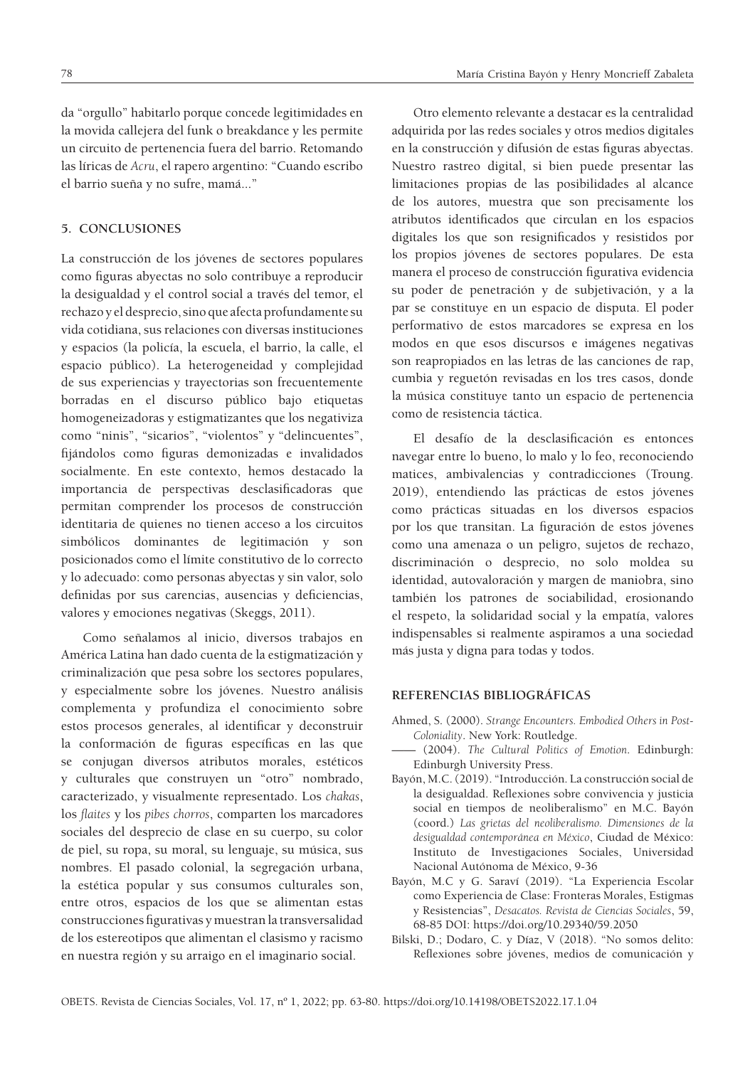da "orgullo" habitarlo porque concede legitimidades en la movida callejera del funk o breakdance y les permite un circuito de pertenencia fuera del barrio. Retomando las líricas de *Acru*, el rapero argentino: "Cuando escribo el barrio sueña y no sufre, mamá..."

## 5. CONCLUSIONES

La construcción de los jóvenes de sectores populares como figuras abyectas no solo contribuye a reproducir la desigualdad y el control social a través del temor, el rechazo y el desprecio, sino que afecta profundamente su vida cotidiana, sus relaciones con diversas instituciones y espacios (la policía, la escuela, el barrio, la calle, el espacio público). La heterogeneidad y complejidad de sus experiencias y trayectorias son frecuentemente borradas en el discurso público bajo etiquetas homogeneizadoras y estigmatizantes que los negativiza como "ninis", "sicarios", "violentos" y "delincuentes", fijándolos como figuras demonizadas e invalidados socialmente. En este contexto, hemos destacado la importancia de perspectivas desclasificadoras que permitan comprender los procesos de construcción identitaria de quienes no tienen acceso a los circuitos simbólicos dominantes de legitimación y son posicionados como el límite constitutivo de lo correcto y lo adecuado: como personas abyectas y sin valor, solo definidas por sus carencias, ausencias y deficiencias, valores y emociones negativas (Skeggs, 2011).

Como señalamos al inicio, diversos trabajos en América Latina han dado cuenta de la estigmatización y criminalización que pesa sobre los sectores populares, y especialmente sobre los jóvenes. Nuestro análisis complementa y profundiza el conocimiento sobre estos procesos generales, al identificar y deconstruir la conformación de figuras específicas en las que se conjugan diversos atributos morales, estéticos y culturales que construyen un "otro" nombrado, caracterizado, y visualmente representado. Los *chakas*, los *flaites* y los *pibes chorros*, comparten los marcadores sociales del desprecio de clase en su cuerpo, su color de piel, su ropa, su moral, su lenguaje, su música, sus nombres. El pasado colonial, la segregación urbana, la estética popular y sus consumos culturales son, entre otros, espacios de los que se alimentan estas construcciones figurativas y muestran la transversalidad de los estereotipos que alimentan el clasismo y racismo en nuestra región y su arraigo en el imaginario social.

Otro elemento relevante a destacar es la centralidad adquirida por las redes sociales y otros medios digitales en la construcción y difusión de estas figuras abyectas. Nuestro rastreo digital, si bien puede presentar las limitaciones propias de las posibilidades al alcance de los autores, muestra que son precisamente los atributos identificados que circulan en los espacios digitales los que son resignificados y resistidos por los propios jóvenes de sectores populares. De esta manera el proceso de construcción figurativa evidencia su poder de penetración y de subjetivación, y a la par se constituye en un espacio de disputa. El poder performativo de estos marcadores se expresa en los modos en que esos discursos e imágenes negativas son reapropiados en las letras de las canciones de rap, cumbia y reguetón revisadas en los tres casos, donde la música constituye tanto un espacio de pertenencia como de resistencia táctica.

El desafío de la desclasificación es entonces navegar entre lo bueno, lo malo y lo feo, reconociendo matices, ambivalencias y contradicciones (Troung. 2019), entendiendo las prácticas de estos jóvenes como prácticas situadas en los diversos espacios por los que transitan. La figuración de estos jóvenes como una amenaza o un peligro, sujetos de rechazo, discriminación o desprecio, no solo moldea su identidad, autovaloración y margen de maniobra, sino también los patrones de sociabilidad, erosionando el respeto, la solidaridad social y la empatía, valores indispensables si realmente aspiramos a una sociedad más justa y digna para todas y todos.

## REFERENCIAS BIBLIOGRÁFICAS

Ahmed, S. (2000). *Strange Encounters. Embodied Others in Post-Coloniality*. New York: Routledge.

—— (2004). *The Cultural Politics of Emotion*. Edinburgh: Edinburgh University Press.

Bayón, M.C. (2019). "Introducción. La construcción social de la desigualdad. Reflexiones sobre convivencia y justicia social en tiempos de neoliberalismo" en M.C. Bayón (coord.) *Las grietas del neoliberalismo. Dimensiones de la desigualdad contemporánea en México*, Ciudad de México: Instituto de Investigaciones Sociales, Universidad Nacional Autónoma de México, 9-36

Bayón, M.C y G. Saraví (2019). "La Experiencia Escolar como Experiencia de Clase: Fronteras Morales, Estigmas y Resistencias", *Desacatos. Revista de Ciencias Sociales*, 59, 68-85 DOI: https://doi.org/10.29340/59.2050

Bilski, D.; Dodaro, C. y Díaz, V (2018). "No somos delito: Reflexiones sobre jóvenes, medios de comunicación y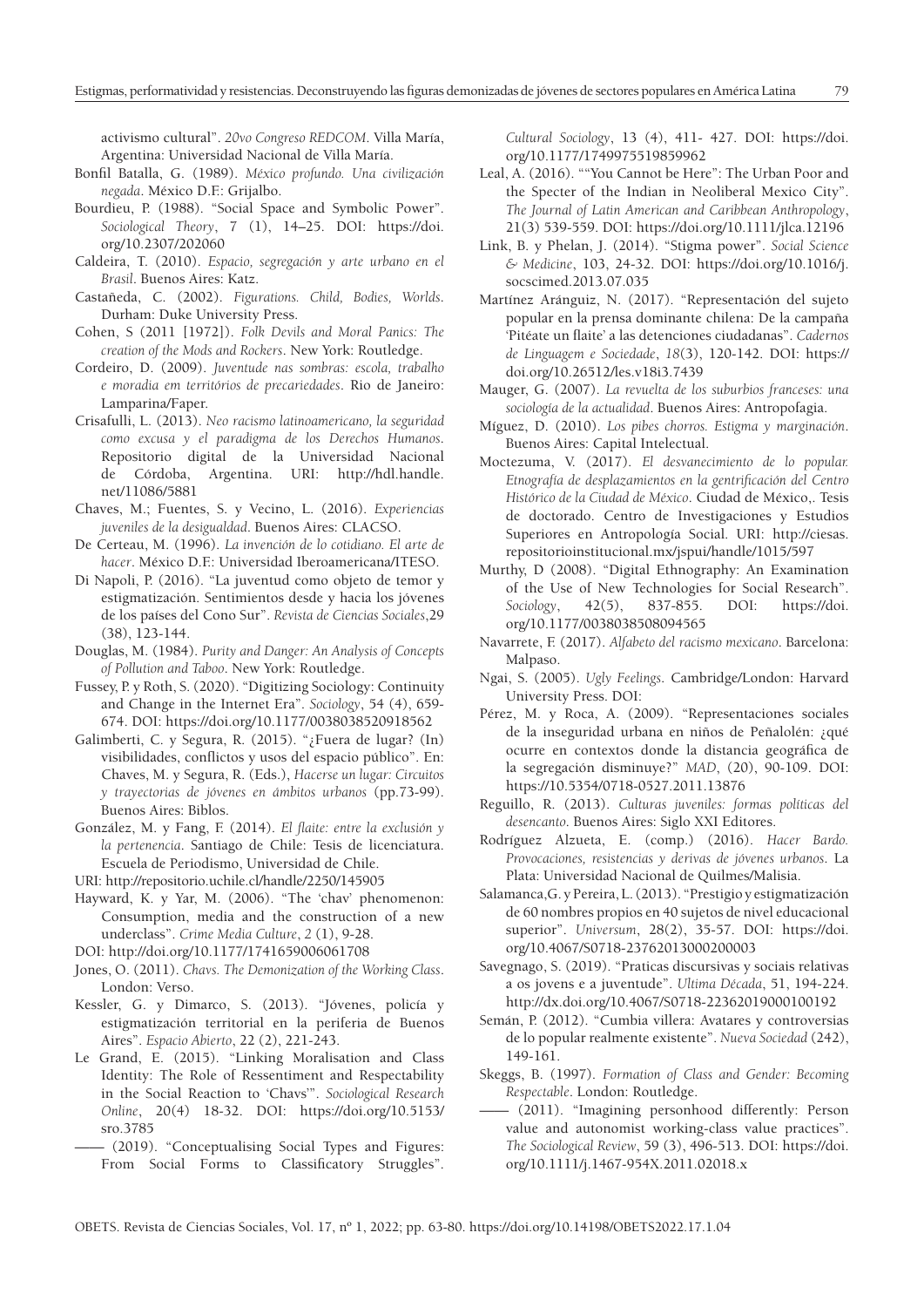activismo cultural". *20vo Congreso REDCOM*. Villa María, Argentina: Universidad Nacional de Villa María.

Bonfil Batalla, G. (1989). *México profundo. Una civilización negada*. México D.F.: Grijalbo.

Bourdieu, P. (1988). "Social Space and Symbolic Power". *Sociological Theory*, 7 (1), 14–25. DOI: https://doi.org/10.2307/202060

Caldeira, T. (2010). *Espacio, segregación y arte urbano en el Brasil*. Buenos Aires: Katz.

Castañeda, C. (2002). *Figurations. Child, Bodies, Worlds*. Durham: Duke University Press.

Cohen, S (2011 [1972]). *Folk Devils and Moral Panics: The creation of the Mods and Rockers*. New York: Routledge.

Cordeiro, D. (2009). *Juventude nas sombras: escola, trabalho e moradia em territórios de precariedades*. Rio de Janeiro: Lamparina/Faper.

Crisafulli, L. (2013). *Neo racismo latinoamericano, la seguridad como excusa y el paradigma de los Derechos Humanos*. Repositorio digital de la Universidad Nacional de Córdoba, Argentina. URI: http://hdl.handle.net/11086/5881

Chaves, M.; Fuentes, S. y Vecino, L. (2016). *Experiencias juveniles de la desigualdad*. Buenos Aires: CLACSO.

De Certeau, M. (1996). *La invención de lo cotidiano. El arte de hacer*. México D.F.: Universidad Iberoamericana/ITESO.

Di Napoli, P. (2016). "La juventud como objeto de temor y estigmatización. Sentimientos desde y hacia los jóvenes de los países del Cono Sur". *Revista de Ciencias Sociales*,29 (38), 123-144.

Douglas, M. (1984). *Purity and Danger: An Analysis of Concepts of Pollution and Taboo*. New York: Routledge.

Fussey, P. y Roth, S. (2020). "Digitizing Sociology: Continuity and Change in the Internet Era". *Sociology*, 54 (4), 659-674. DOI: https://doi.org/10.1177/0038038520918562

Galimberti, C. y Segura, R. (2015). "¿Fuera de lugar? (In) visibilidades, conflictos y usos del espacio público". En: Chaves, M. y Segura, R. (Eds.), *Hacerse un lugar: Circuitos y trayectorias de jóvenes en ámbitos urbanos* (pp.73-99). Buenos Aires: Biblos.

González, M. y Fang, F. (2014). *El flaite: entre la exclusión y la pertenencia*. Santiago de Chile: Tesis de licenciatura. Escuela de Periodismo, Universidad de Chile.

URI: http://repositorio.uchile.cl/handle/2250/145905

Hayward, K. y Yar, M. (2006). "The 'chav' phenomenon: Consumption, media and the construction of a new underclass". *Crime Media Culture*, *2* (1), 9-28.

DOI: http://doi.org/10.1177/1741659006061708

Jones, O. (2011). *Chavs. The Demonization of the Working Class*. London: Verso.

Kessler, G. y Dimarco, S. (2013). "Jóvenes, policía y estigmatización territorial en la periferia de Buenos Aires". *Espacio Abierto*, 22 (2), 221-243.

Le Grand, E. (2015). "Linking Moralisation and Class Identity: The Role of Ressentiment and Respectability in the Social Reaction to 'Chavs'". *Sociological Research Online*, 20(4) 18-32. DOI: https://doi.org/10.5153/sro.3785

—— (2019). "Conceptualising Social Types and Figures: From Social Forms to Classificatory Struggles". *Cultural Sociology*, 13 (4), 411- 427. DOI: https://doi.org/10.1177/1749975519859962

Leal, A. (2016). ""You Cannot be Here": The Urban Poor and the Specter of the Indian in Neoliberal Mexico City". *The Journal of Latin American and Caribbean Anthropology*, 21(3) 539-559. DOI: https://doi.org/10.1111/jlca.12196

Link, B. y Phelan, J. (2014). "Stigma power". *Social Science & Medicine*, 103, 24-32. DOI: https://doi.org/10.1016/j.socscimed.2013.07.035

Martínez Aránguiz, N. (2017). "Representación del sujeto popular en la prensa dominante chilena: De la campaña 'Pitéate un flaite' a las detenciones ciudadanas". *Cadernos de Linguagem e Sociedade*, *18*(3), 120-142. DOI: https://doi.org/10.26512/les.v18i3.7439

Mauger, G. (2007). *La revuelta de los suburbios franceses: una sociología de la actualidad*. Buenos Aires: Antropofagia.

Míguez, D. (2010). *Los pibes chorros. Estigma y marginación*. Buenos Aires: Capital Intelectual.

Moctezuma, V. (2017). *El desvanecimiento de lo popular. Etnografía de desplazamientos en la gentrificación del Centro Histórico de la Ciudad de México*. Ciudad de México,. Tesis de doctorado. Centro de Investigaciones y Estudios Superiores en Antropología Social. URI: http://ciesas.repositorioinstitucional.mx/jspui/handle/1015/597

Murthy, D (2008). "Digital Ethnography: An Examination of the Use of New Technologies for Social Research". *Sociology*, 42(5), 837-855. DOI: https://doi.org/10.1177/0038038508094565

Navarrete, F. (2017). *Alfabeto del racismo mexicano*. Barcelona: Malpaso.

Ngai, S. (2005). *Ugly Feelings*. Cambridge/London: Harvard University Press. DOI:

Pérez, M. y Roca, A. (2009). "Representaciones sociales de la inseguridad urbana en niños de Peñalolén: ¿qué ocurre en contextos donde la distancia geográfica de la segregación disminuye?" *MAD*, (20), 90-109. DOI: https://10.5354/0718-0527.2011.13876

Reguillo, R. (2013). *Culturas juveniles: formas políticas del desencanto*. Buenos Aires: Siglo XXI Editores.

Rodríguez Alzueta, E. (comp.) (2016). *Hacer Bardo. Provocaciones, resistencias y derivas de jóvenes urbanos*. La Plata: Universidad Nacional de Quilmes/Malisia.

Salamanca,G. y Pereira, L. (2013). "Prestigio y estigmatización de 60 nombres propios en 40 sujetos de nivel educacional superior". *Universum*, 28(2), 35-57. DOI: https://doi.org/10.4067/S0718-23762013000200003

Savegnago, S. (2019). "Praticas discursivas y sociais relativas a os jovens e a juventude". *Ultima Década*, 51, 194-224. http://dx.doi.org/10.4067/S0718-22362019000100192

Semán, P. (2012). "Cumbia villera: Avatares y controversias de lo popular realmente existente". *Nueva Sociedad* (242), 149-161.

Skeggs, B. (1997). *Formation of Class and Gender: Becoming Respectable*. London: Routledge.

—— (2011). "Imagining personhood differently: Person value and autonomist working-class value practices". *The Sociological Review*, 59 (3), 496-513. DOI: https://doi.org/10.1111/j.1467-954X.2011.02018.x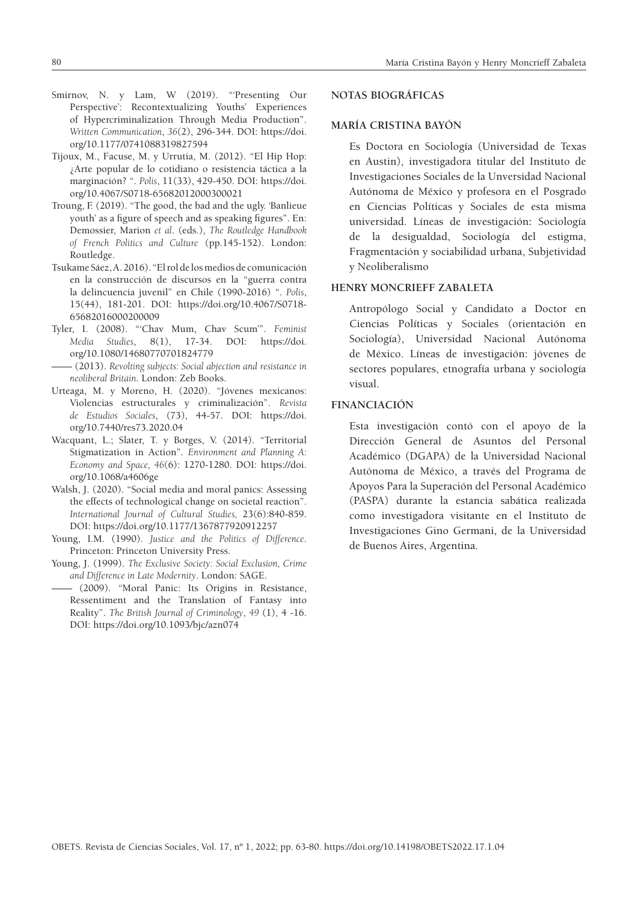Smirnov, N. y Lam, W (2019). "'Presenting Our Perspective': Recontextualizing Youths' Experiences of Hypercriminalization Through Media Production". *Written Communication*, *36*(2), 296-344. DOI: https://doi.org/10.1177/0741088319827594

Tijoux, M., Facuse, M. y Urrutia, M. (2012). "El Hip Hop: ¿Arte popular de lo cotidiano o resistencia táctica a la marginación? ". *Polis*, 11(33), 429-450. DOI: https://doi.org/10.4067/S0718-65682012000300021

Troung, F. (2019). "The good, the bad and the ugly. 'Banlieue youth' as a figure of speech and as speaking figures". En: Demossier, Marion *et al*. (eds.), *The Routledge Handbook of French Politics and Culture* (pp.145-152). London: Routledge.

Tsukame Sáez, A. 2016). "El rol de los medios de comunicación en la construcción de discursos en la "guerra contra la delincuencia juvenil" en Chile (1990-2016) ". *Polis*, 15(44), 181-201. DOI: https://doi.org/10.4067/S0718-65682016000200009

Tyler, I. (2008). "'Chav Mum, Chav Scum'". *Feminist Media Studies*, 8(1), 17-34. DOI: https://doi.org/10.1080/14680770701824779

—— (2013). *Revolting subjects: Social abjection and resistance in neoliberal Britain*. London: Zeb Books.

Urteaga, M. y Moreno, H. (2020). "Jóvenes mexicanos: Violencias estructurales y criminalización". *Revista de Estudios Sociales*, (73), 44-57. DOI: https://doi.org/10.7440/res73.2020.04

Wacquant, L.; Slater, T. y Borges, V. (2014). "Territorial Stigmatization in Action". *Environment and Planning A: Economy and Space, 46*(6): 1270-1280. DOI: https://doi.org/10.1068/a4606ge

Walsh, J. (2020). "Social media and moral panics: Assessing the effects of technological change on societal reaction". *International Journal of Cultural Studies,* 23(6):840-859. DOI: https://doi.org/10.1177/1367877920912257

Young, I.M. (1990). *Justice and the Politics of Difference*. Princeton: Princeton University Press.

Young, J. (1999). *The Exclusive Society: Social Exclusion, Crime and Difference in Late Modernity*. London: SAGE.

—— (2009). "Moral Panic: Its Origins in Resistance, Ressentiment and the Translation of Fantasy into Reality". *The British Journal of Criminology*, *49* (1), 4 -16. DOI: https://doi.org/10.1093/bjc/azn074

## NOTAS BIOGRÁFICAS

### MARÍA CRISTINA BAYÓN

Es Doctora en Sociología (Universidad de Texas en Austin), investigadora titular del Instituto de Investigaciones Sociales de la Unversidad Nacional Autónoma de México y profesora en el Posgrado en Ciencias Políticas y Sociales de esta misma universidad. Líneas de investigación: Sociología de la desigualdad, Sociología del estigma, Fragmentación y sociabilidad urbana, Subjetividad y Neoliberalismo

### HENRY MONCRIEFF ZABALETA

Antropólogo Social y Candidato a Doctor en Ciencias Políticas y Sociales (orientación en Sociología), Universidad Nacional Autónoma de México. Líneas de investigación: jóvenes de sectores populares, etnografía urbana y sociología visual.

### FINANCIACIÓN

Esta investigación contó con el apoyo de la Dirección General de Asuntos del Personal Académico (DGAPA) de la Universidad Nacional Autónoma de México, a través del Programa de Apoyos Para la Superación del Personal Académico (PASPA) durante la estancia sabática realizada como investigadora visitante en el Instituto de Investigaciones Gino Germani, de la Universidad de Buenos Aires, Argentina.